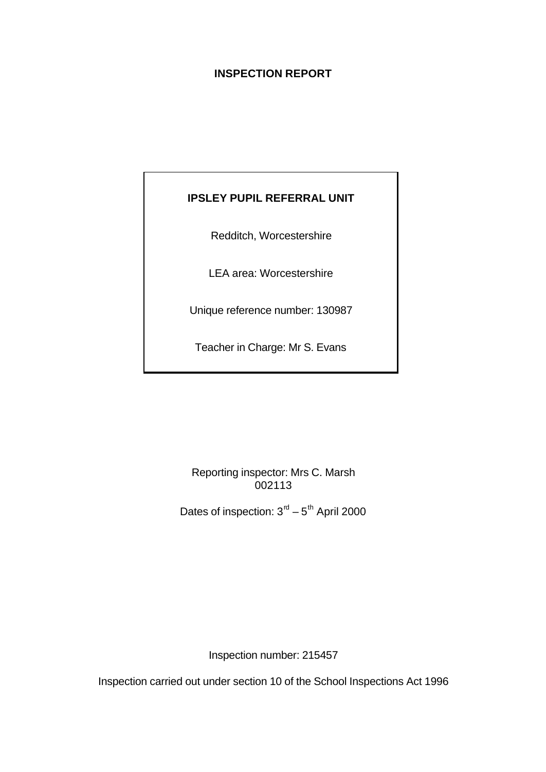# INSPECTION REPORT

**IPSLEY PUPIL REFERRAL UNIT**

Redditch, Worcestershire

LEA area: Worcestershire

Unique reference number: 130987

Teacher in Charge: Mr S. Evans

Reporting inspector: Mrs C. Marsh
002113

Dates of inspection: 3rd – 5th April 2000

Inspection number: 215457

Inspection carried out under section 10 of the School Inspections Act 1996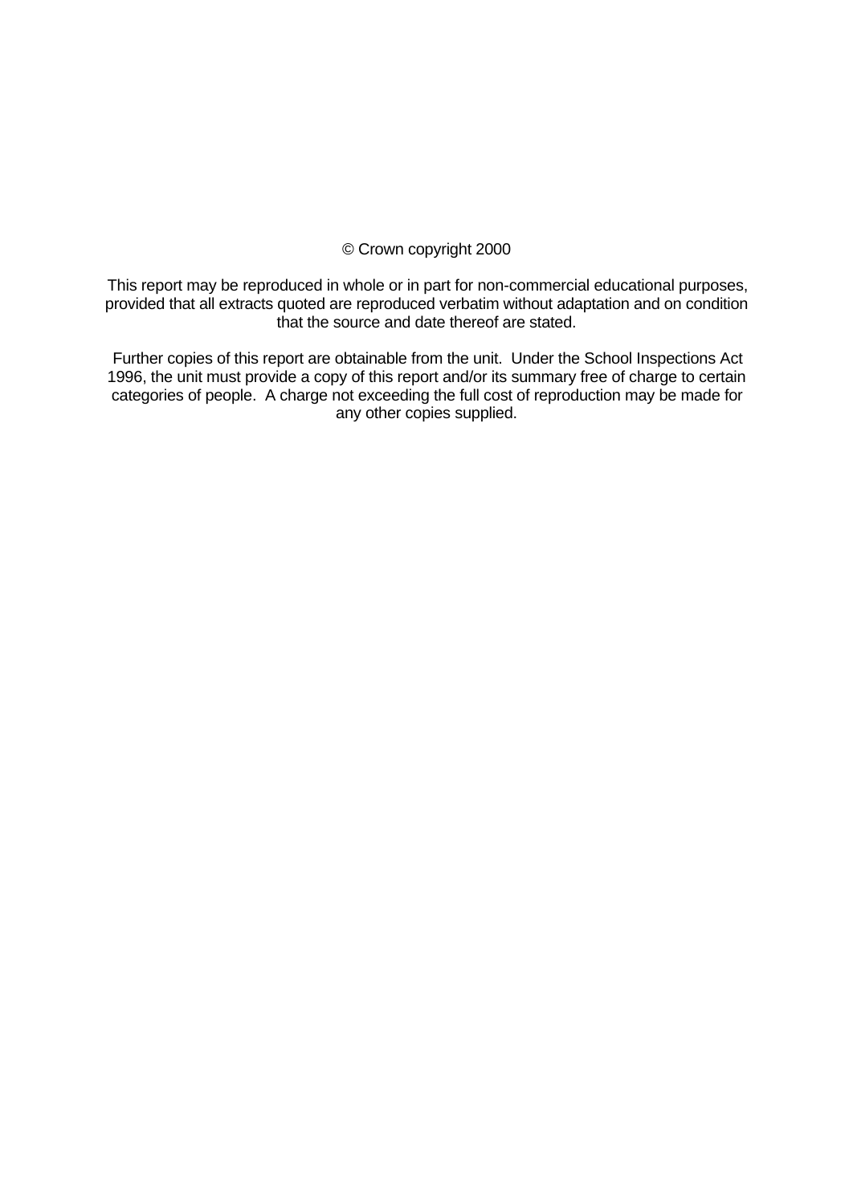© Crown copyright 2000

This report may be reproduced in whole or in part for non-commercial educational purposes, provided that all extracts quoted are reproduced verbatim without adaptation and on condition that the source and date thereof are stated.

Further copies of this report are obtainable from the unit. Under the School Inspections Act 1996, the unit must provide a copy of this report and/or its summary free of charge to certain categories of people. A charge not exceeding the full cost of reproduction may be made for any other copies supplied.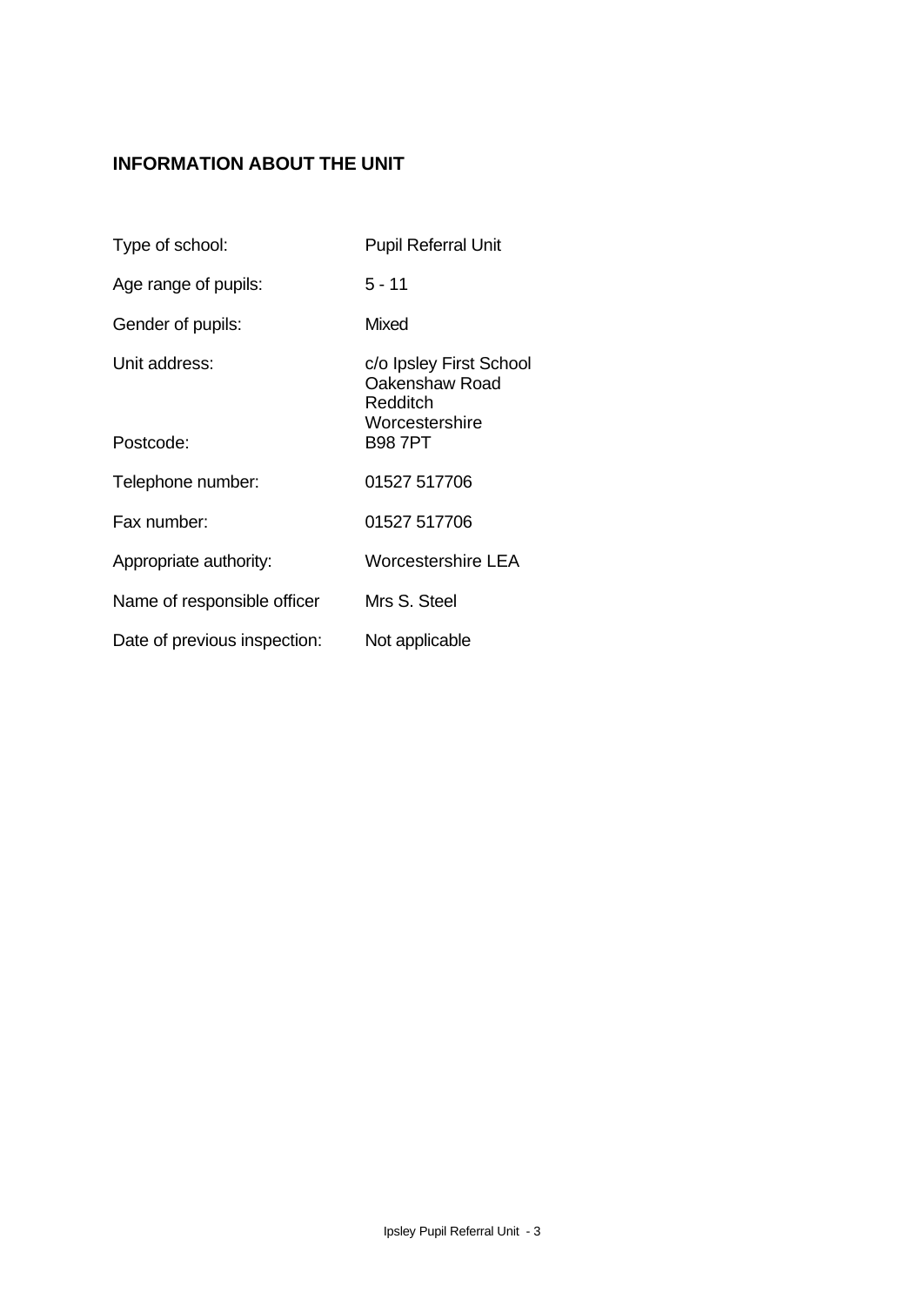## INFORMATION ABOUT THE UNIT

| | |
|---|---|
| Type of school: | Pupil Referral Unit |
| Age range of pupils: | 5 - 11 |
| Gender of pupils: | Mixed |
| Unit address: | c/o Ipsley First School<br>Oakenshaw Road<br>Redditch<br>Worcestershire |
| Postcode: | B98 7PT |
| Telephone number: | 01527 517706 |
| Fax number: | 01527 517706 |
| Appropriate authority: | Worcestershire LEA |
| Name of responsible officer | Mrs S. Steel |
| Date of previous inspection: | Not applicable |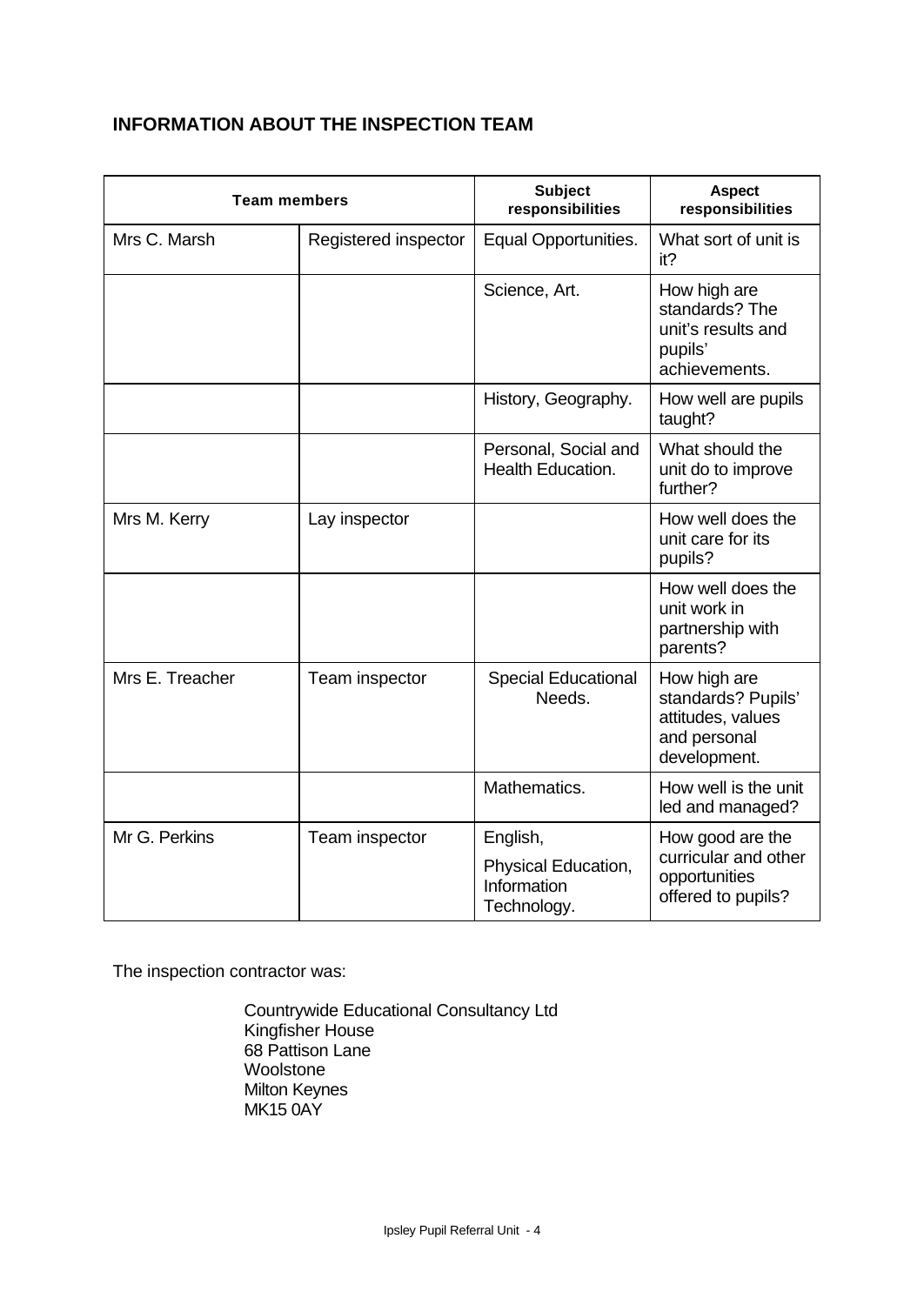## INFORMATION ABOUT THE INSPECTION TEAM

| Team members | | Subject responsibilities | Aspect responsibilities |
|---|---|---|---|
| Mrs C. Marsh | Registered inspector | Equal Opportunities. | What sort of unit is it? |
| | | Science, Art. | How high are standards? The unit's results and pupils' achievements. |
| | | History, Geography. | How well are pupils taught? |
| | | Personal, Social and Health Education. | What should the unit do to improve further? |
| Mrs M. Kerry | Lay inspector | | How well does the unit care for its pupils? |
| | | | How well does the unit work in partnership with parents? |
| Mrs E. Treacher | Team inspector | Special Educational Needs. | How high are standards? Pupils' attitudes, values and personal development. |
| | | Mathematics. | How well is the unit led and managed? |
| Mr G. Perkins | Team inspector | English, Physical Education, Information Technology. | How good are the curricular and other opportunities offered to pupils? |

The inspection contractor was:

Countrywide Educational Consultancy Ltd
Kingfisher House
68 Pattison Lane
Woolstone
Milton Keynes
MK15 0AY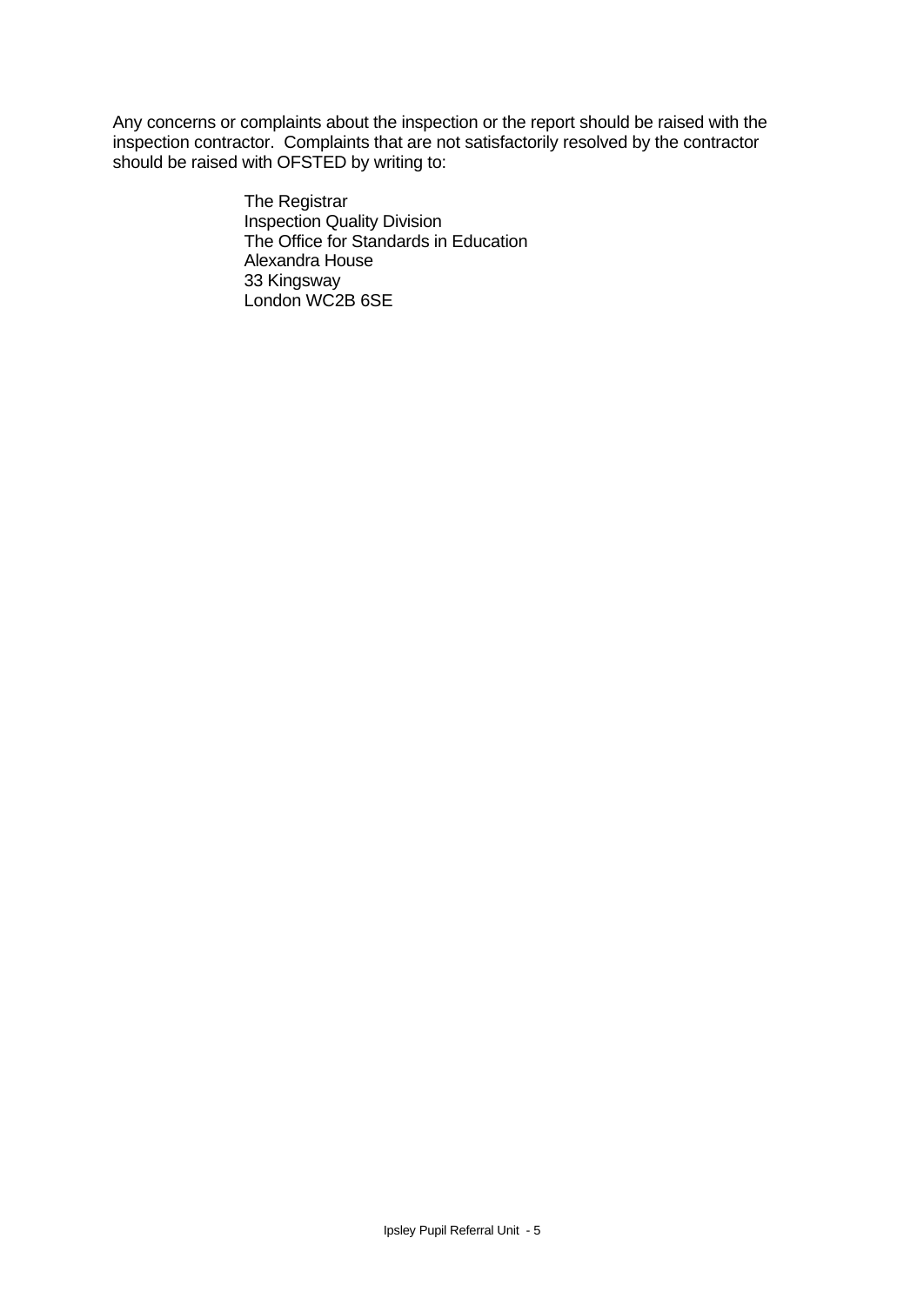Any concerns or complaints about the inspection or the report should be raised with the inspection contractor. Complaints that are not satisfactorily resolved by the contractor should be raised with OFSTED by writing to:

The Registrar
Inspection Quality Division
The Office for Standards in Education
Alexandra House
33 Kingsway
London WC2B 6SE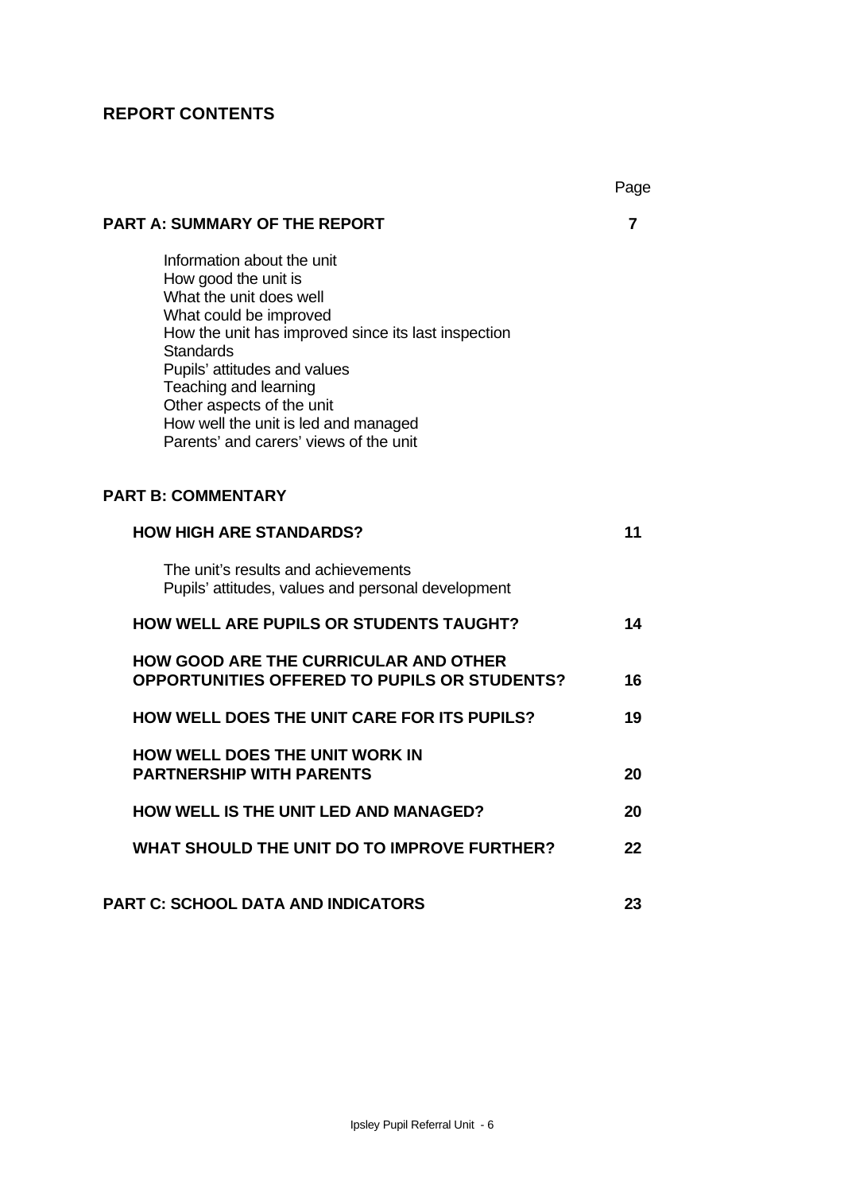## REPORT CONTENTS

| | Page |
|---|---|
| **PART A: SUMMARY OF THE REPORT** | **7** |
| Information about the unit<br>How good the unit is<br>What the unit does well<br>What could be improved<br>How the unit has improved since its last inspection<br>Standards<br>Pupils' attitudes and values<br>Teaching and learning<br>Other aspects of the unit<br>How well the unit is led and managed<br>Parents' and carers' views of the unit | |
| **PART B: COMMENTARY** | |
| **HOW HIGH ARE STANDARDS?** | **11** |
| The unit's results and achievements<br>Pupils' attitudes, values and personal development | |
| **HOW WELL ARE PUPILS OR STUDENTS TAUGHT?** | **14** |
| **HOW GOOD ARE THE CURRICULAR AND OTHER OPPORTUNITIES OFFERED TO PUPILS OR STUDENTS?** | **16** |
| **HOW WELL DOES THE UNIT CARE FOR ITS PUPILS?** | **19** |
| **HOW WELL DOES THE UNIT WORK IN PARTNERSHIP WITH PARENTS** | **20** |
| **HOW WELL IS THE UNIT LED AND MANAGED?** | **20** |
| **WHAT SHOULD THE UNIT DO TO IMPROVE FURTHER?** | **22** |
| **PART C: SCHOOL DATA AND INDICATORS** | **23** |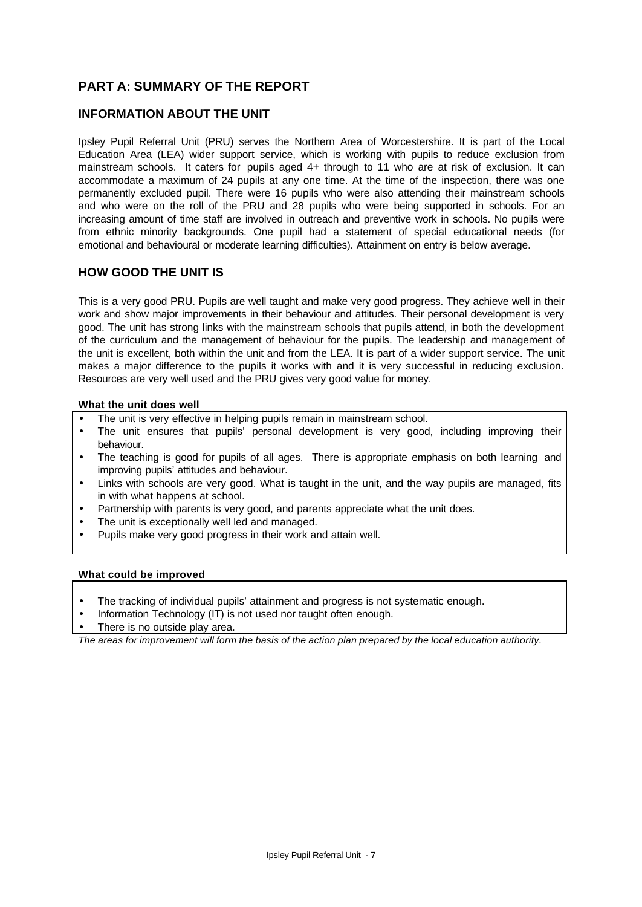## PART A: SUMMARY OF THE REPORT

### INFORMATION ABOUT THE UNIT

Ipsley Pupil Referral Unit (PRU) serves the Northern Area of Worcestershire. It is part of the Local Education Area (LEA) wider support service, which is working with pupils to reduce exclusion from mainstream schools. It caters for pupils aged 4+ through to 11 who are at risk of exclusion. It can accommodate a maximum of 24 pupils at any one time. At the time of the inspection, there was one permanently excluded pupil. There were 16 pupils who were also attending their mainstream schools and who were on the roll of the PRU and 28 pupils who were being supported in schools. For an increasing amount of time staff are involved in outreach and preventive work in schools. No pupils were from ethnic minority backgrounds. One pupil had a statement of special educational needs (for emotional and behavioural or moderate learning difficulties). Attainment on entry is below average.

### HOW GOOD THE UNIT IS

This is a very good PRU. Pupils are well taught and make very good progress. They achieve well in their work and show major improvements in their behaviour and attitudes. Their personal development is very good. The unit has strong links with the mainstream schools that pupils attend, in both the development of the curriculum and the management of behaviour for the pupils. The leadership and management of the unit is excellent, both within the unit and from the LEA. It is part of a wider support service. The unit makes a major difference to the pupils it works with and it is very successful in reducing exclusion. Resources are very well used and the PRU gives very good value for money.

**What the unit does well**

- The unit is very effective in helping pupils remain in mainstream school.
- The unit ensures that pupils' personal development is very good, including improving their behaviour.
- The teaching is good for pupils of all ages. There is appropriate emphasis on both learning and improving pupils' attitudes and behaviour.
- Links with schools are very good. What is taught in the unit, and the way pupils are managed, fits in with what happens at school.
- Partnership with parents is very good, and parents appreciate what the unit does.
- The unit is exceptionally well led and managed.
- Pupils make very good progress in their work and attain well.

**What could be improved**

- The tracking of individual pupils' attainment and progress is not systematic enough.
- Information Technology (IT) is not used nor taught often enough.
- There is no outside play area.

*The areas for improvement will form the basis of the action plan prepared by the local education authority.*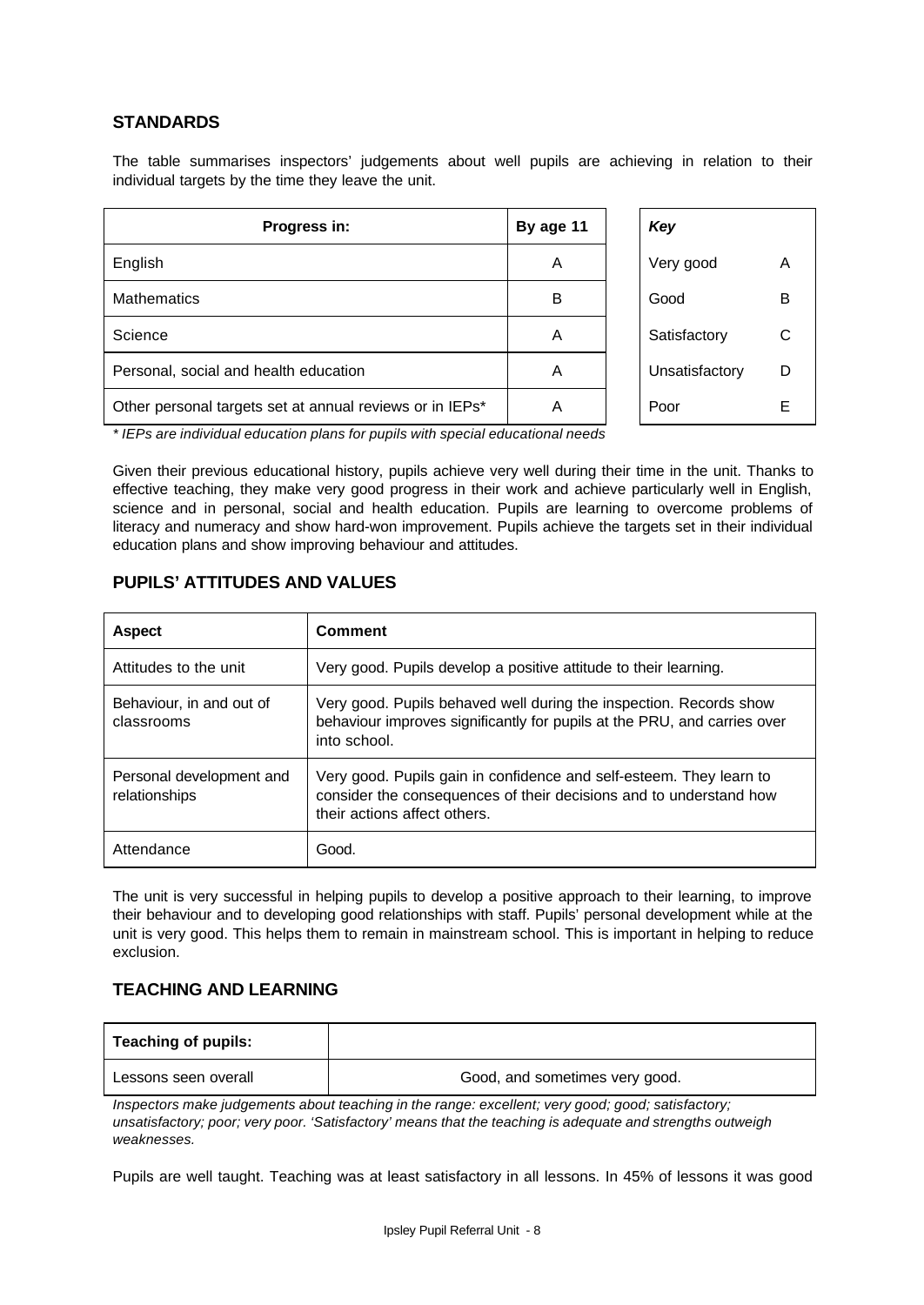## STANDARDS

The table summarises inspectors' judgements about well pupils are achieving in relation to their individual targets by the time they leave the unit.

| Progress in: | By age 11 |
|---|---|
| English | A |
| Mathematics | B |
| Science | A |
| Personal, social and health education | A |
| Other personal targets set at annual reviews or in IEPs* | A |

| *Key* | |
|---|---|
| Very good | A |
| Good | B |
| Satisfactory | C |
| Unsatisfactory | D |
| Poor | E |

*\* IEPs are individual education plans for pupils with special educational needs*

Given their previous educational history, pupils achieve very well during their time in the unit. Thanks to effective teaching, they make very good progress in their work and achieve particularly well in English, science and in personal, social and health education. Pupils are learning to overcome problems of literacy and numeracy and show hard-won improvement. Pupils achieve the targets set in their individual education plans and show improving behaviour and attitudes.

## PUPILS' ATTITUDES AND VALUES

| Aspect | Comment |
|---|---|
| Attitudes to the unit | Very good. Pupils develop a positive attitude to their learning. |
| Behaviour, in and out of classrooms | Very good. Pupils behaved well during the inspection. Records show behaviour improves significantly for pupils at the PRU, and carries over into school. |
| Personal development and relationships | Very good. Pupils gain in confidence and self-esteem. They learn to consider the consequences of their decisions and to understand how their actions affect others. |
| Attendance | Good. |

The unit is very successful in helping pupils to develop a positive approach to their learning, to improve their behaviour and to developing good relationships with staff. Pupils' personal development while at the unit is very good. This helps them to remain in mainstream school. This is important in helping to reduce exclusion.

## TEACHING AND LEARNING

| Teaching of pupils: | |
|---|---|
| Lessons seen overall | Good, and sometimes very good. |

*Inspectors make judgements about teaching in the range: excellent; very good; good; satisfactory; unsatisfactory; poor; very poor. 'Satisfactory' means that the teaching is adequate and strengths outweigh weaknesses.*

Pupils are well taught. Teaching was at least satisfactory in all lessons. In 45% of lessons it was good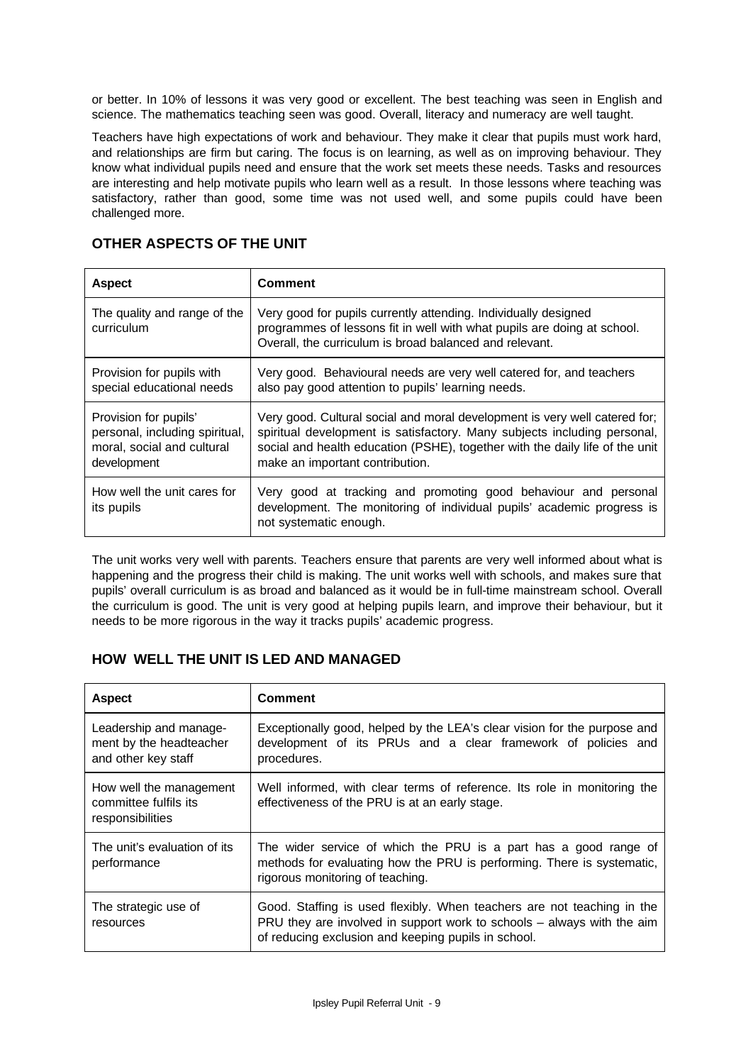or better. In 10% of lessons it was very good or excellent. The best teaching was seen in English and science. The mathematics teaching seen was good. Overall, literacy and numeracy are well taught.

Teachers have high expectations of work and behaviour. They make it clear that pupils must work hard, and relationships are firm but caring. The focus is on learning, as well as on improving behaviour. They know what individual pupils need and ensure that the work set meets these needs. Tasks and resources are interesting and help motivate pupils who learn well as a result. In those lessons where teaching was satisfactory, rather than good, some time was not used well, and some pupils could have been challenged more.

## OTHER ASPECTS OF THE UNIT

| Aspect | Comment |
| --- | --- |
| The quality and range of the curriculum | Very good for pupils currently attending. Individually designed programmes of lessons fit in well with what pupils are doing at school. Overall, the curriculum is broad balanced and relevant. |
| Provision for pupils with special educational needs | Very good. Behavioural needs are very well catered for, and teachers also pay good attention to pupils' learning needs. |
| Provision for pupils' personal, including spiritual, moral, social and cultural development | Very good. Cultural social and moral development is very well catered for; spiritual development is satisfactory. Many subjects including personal, social and health education (PSHE), together with the daily life of the unit make an important contribution. |
| How well the unit cares for its pupils | Very good at tracking and promoting good behaviour and personal development. The monitoring of individual pupils' academic progress is not systematic enough. |

The unit works very well with parents. Teachers ensure that parents are very well informed about what is happening and the progress their child is making. The unit works well with schools, and makes sure that pupils' overall curriculum is as broad and balanced as it would be in full-time mainstream school. Overall the curriculum is good. The unit is very good at helping pupils learn, and improve their behaviour, but it needs to be more rigorous in the way it tracks pupils' academic progress.

## HOW WELL THE UNIT IS LED AND MANAGED

| Aspect | Comment |
| --- | --- |
| Leadership and management by the headteacher and other key staff | Exceptionally good, helped by the LEA's clear vision for the purpose and development of its PRUs and a clear framework of policies and procedures. |
| How well the management committee fulfils its responsibilities | Well informed, with clear terms of reference. Its role in monitoring the effectiveness of the PRU is at an early stage. |
| The unit's evaluation of its performance | The wider service of which the PRU is a part has a good range of methods for evaluating how the PRU is performing. There is systematic, rigorous monitoring of teaching. |
| The strategic use of resources | Good. Staffing is used flexibly. When teachers are not teaching in the PRU they are involved in support work to schools – always with the aim of reducing exclusion and keeping pupils in school. |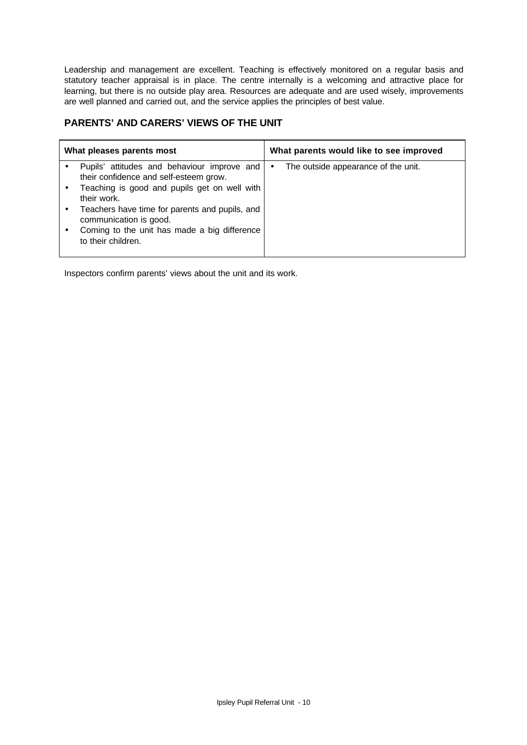Leadership and management are excellent. Teaching is effectively monitored on a regular basis and statutory teacher appraisal is in place. The centre internally is a welcoming and attractive place for learning, but there is no outside play area. Resources are adequate and are used wisely, improvements are well planned and carried out, and the service applies the principles of best value.

## PARENTS' AND CARERS' VIEWS OF THE UNIT

| What pleases parents most | What parents would like to see improved |
|---|---|
| • Pupils' attitudes and behaviour improve and their confidence and self-esteem grow.<br>• Teaching is good and pupils get on well with their work.<br>• Teachers have time for parents and pupils, and communication is good.<br>• Coming to the unit has made a big difference to their children. | • The outside appearance of the unit. |

Inspectors confirm parents' views about the unit and its work.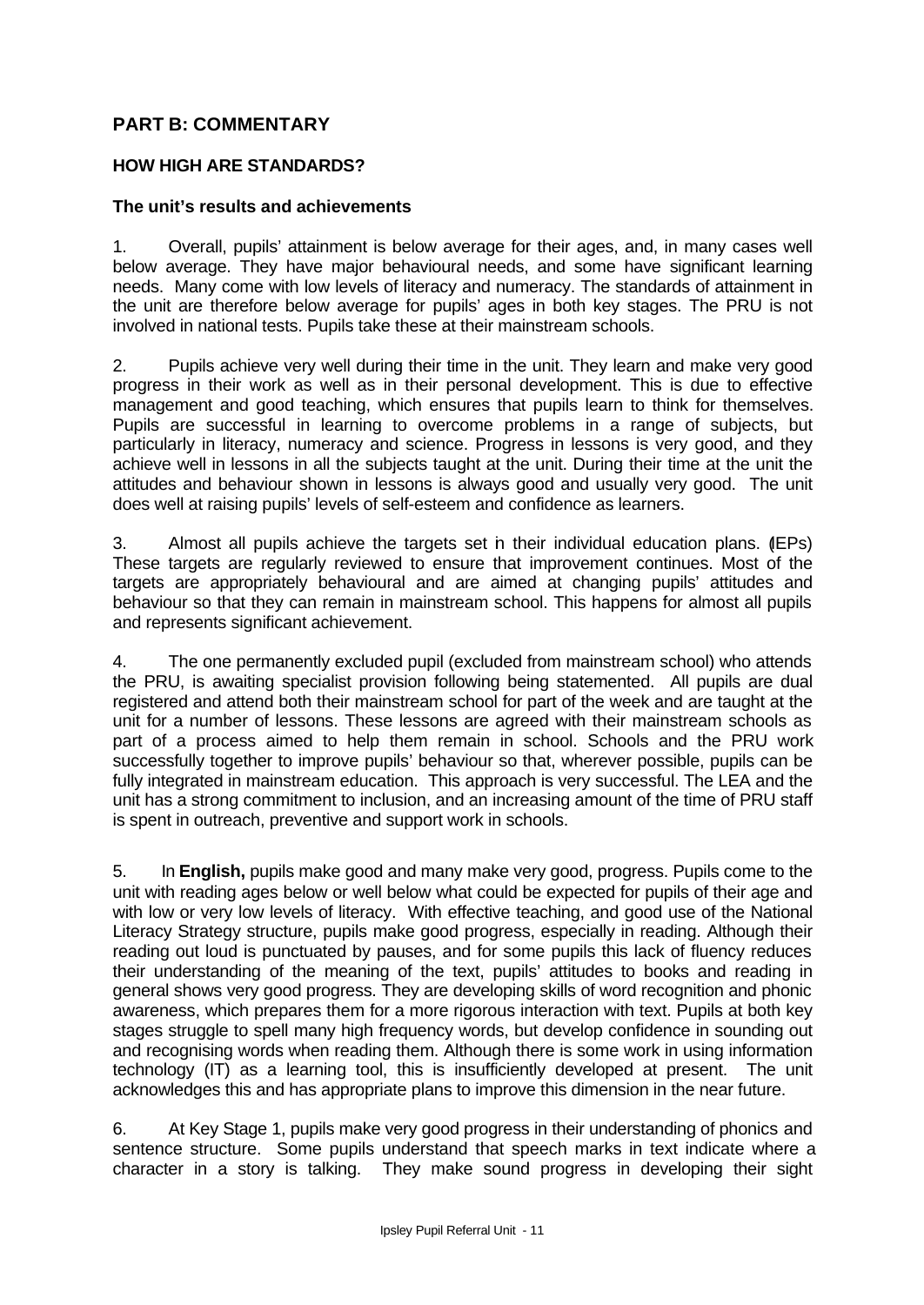## PART B: COMMENTARY

### HOW HIGH ARE STANDARDS?

#### The unit's results and achievements

1. Overall, pupils' attainment is below average for their ages, and, in many cases well below average. They have major behavioural needs, and some have significant learning needs. Many come with low levels of literacy and numeracy. The standards of attainment in the unit are therefore below average for pupils' ages in both key stages. The PRU is not involved in national tests. Pupils take these at their mainstream schools.

2. Pupils achieve very well during their time in the unit. They learn and make very good progress in their work as well as in their personal development. This is due to effective management and good teaching, which ensures that pupils learn to think for themselves. Pupils are successful in learning to overcome problems in a range of subjects, but particularly in literacy, numeracy and science. Progress in lessons is very good, and they achieve well in lessons in all the subjects taught at the unit. During their time at the unit the attitudes and behaviour shown in lessons is always good and usually very good. The unit does well at raising pupils' levels of self-esteem and confidence as learners.

3. Almost all pupils achieve the targets set in their individual education plans. (IEPs) These targets are regularly reviewed to ensure that improvement continues. Most of the targets are appropriately behavioural and are aimed at changing pupils' attitudes and behaviour so that they can remain in mainstream school. This happens for almost all pupils and represents significant achievement.

4. The one permanently excluded pupil (excluded from mainstream school) who attends the PRU, is awaiting specialist provision following being statemented. All pupils are dual registered and attend both their mainstream school for part of the week and are taught at the unit for a number of lessons. These lessons are agreed with their mainstream schools as part of a process aimed to help them remain in school. Schools and the PRU work successfully together to improve pupils' behaviour so that, wherever possible, pupils can be fully integrated in mainstream education. This approach is very successful. The LEA and the unit has a strong commitment to inclusion, and an increasing amount of the time of PRU staff is spent in outreach, preventive and support work in schools.

5. In **English,** pupils make good and many make very good, progress. Pupils come to the unit with reading ages below or well below what could be expected for pupils of their age and with low or very low levels of literacy. With effective teaching, and good use of the National Literacy Strategy structure, pupils make good progress, especially in reading. Although their reading out loud is punctuated by pauses, and for some pupils this lack of fluency reduces their understanding of the meaning of the text, pupils' attitudes to books and reading in general shows very good progress. They are developing skills of word recognition and phonic awareness, which prepares them for a more rigorous interaction with text. Pupils at both key stages struggle to spell many high frequency words, but develop confidence in sounding out and recognising words when reading them. Although there is some work in using information technology (IT) as a learning tool, this is insufficiently developed at present. The unit acknowledges this and has appropriate plans to improve this dimension in the near future.

6. At Key Stage 1, pupils make very good progress in their understanding of phonics and sentence structure. Some pupils understand that speech marks in text indicate where a character in a story is talking. They make sound progress in developing their sight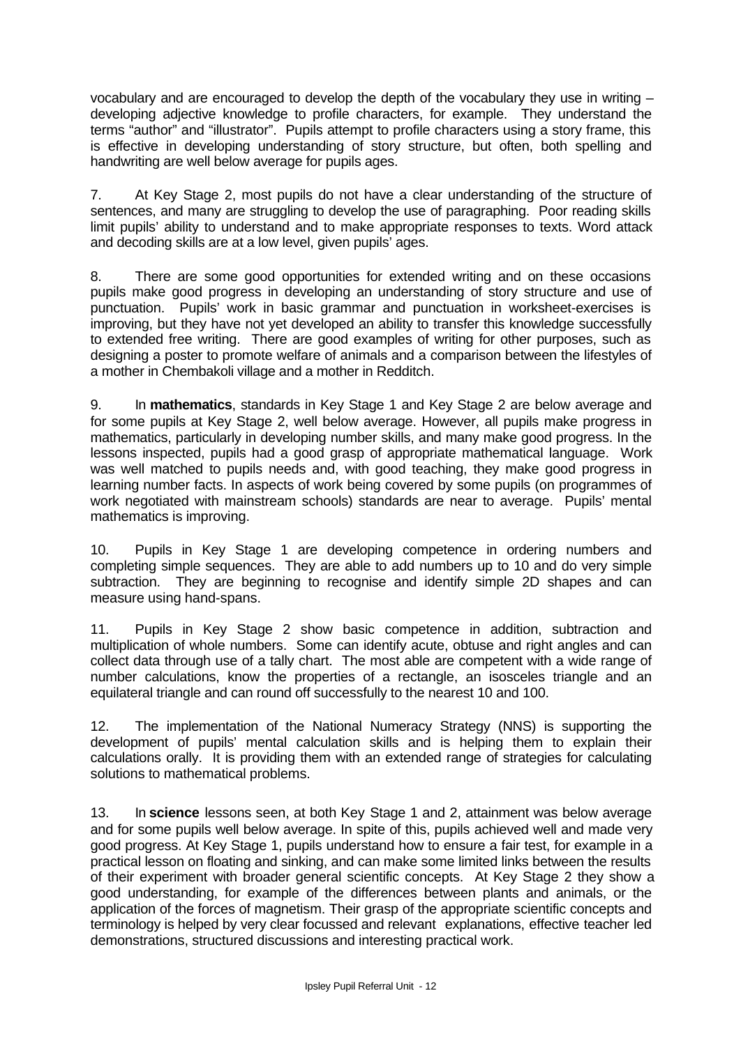vocabulary and are encouraged to develop the depth of the vocabulary they use in writing – developing adjective knowledge to profile characters, for example. They understand the terms "author" and "illustrator". Pupils attempt to profile characters using a story frame, this is effective in developing understanding of story structure, but often, both spelling and handwriting are well below average for pupils ages.

7. At Key Stage 2, most pupils do not have a clear understanding of the structure of sentences, and many are struggling to develop the use of paragraphing. Poor reading skills limit pupils' ability to understand and to make appropriate responses to texts. Word attack and decoding skills are at a low level, given pupils' ages.

8. There are some good opportunities for extended writing and on these occasions pupils make good progress in developing an understanding of story structure and use of punctuation. Pupils' work in basic grammar and punctuation in worksheet-exercises is improving, but they have not yet developed an ability to transfer this knowledge successfully to extended free writing. There are good examples of writing for other purposes, such as designing a poster to promote welfare of animals and a comparison between the lifestyles of a mother in Chembakoli village and a mother in Redditch.

9. In **mathematics**, standards in Key Stage 1 and Key Stage 2 are below average and for some pupils at Key Stage 2, well below average. However, all pupils make progress in mathematics, particularly in developing number skills, and many make good progress. In the lessons inspected, pupils had a good grasp of appropriate mathematical language. Work was well matched to pupils needs and, with good teaching, they make good progress in learning number facts. In aspects of work being covered by some pupils (on programmes of work negotiated with mainstream schools) standards are near to average. Pupils' mental mathematics is improving.

10. Pupils in Key Stage 1 are developing competence in ordering numbers and completing simple sequences. They are able to add numbers up to 10 and do very simple subtraction. They are beginning to recognise and identify simple 2D shapes and can measure using hand-spans.

11. Pupils in Key Stage 2 show basic competence in addition, subtraction and multiplication of whole numbers. Some can identify acute, obtuse and right angles and can collect data through use of a tally chart. The most able are competent with a wide range of number calculations, know the properties of a rectangle, an isosceles triangle and an equilateral triangle and can round off successfully to the nearest 10 and 100.

12. The implementation of the National Numeracy Strategy (NNS) is supporting the development of pupils' mental calculation skills and is helping them to explain their calculations orally. It is providing them with an extended range of strategies for calculating solutions to mathematical problems.

13. In **science** lessons seen, at both Key Stage 1 and 2, attainment was below average and for some pupils well below average. In spite of this, pupils achieved well and made very good progress. At Key Stage 1, pupils understand how to ensure a fair test, for example in a practical lesson on floating and sinking, and can make some limited links between the results of their experiment with broader general scientific concepts. At Key Stage 2 they show a good understanding, for example of the differences between plants and animals, or the application of the forces of magnetism. Their grasp of the appropriate scientific concepts and terminology is helped by very clear focussed and relevant explanations, effective teacher led demonstrations, structured discussions and interesting practical work.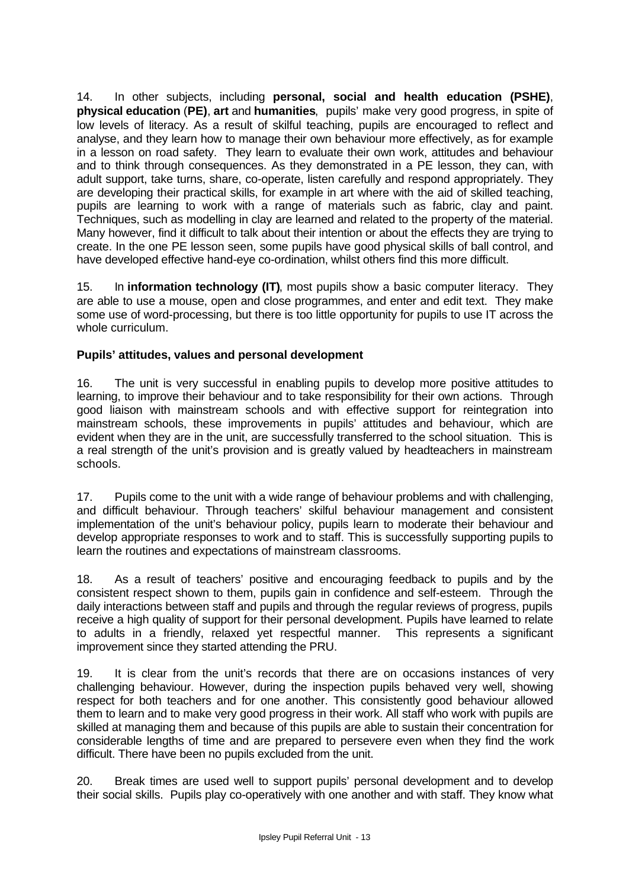14. In other subjects, including **personal, social and health education (PSHE)**, **physical education** (**PE)**, **art** and **humanities**, pupils' make very good progress, in spite of low levels of literacy. As a result of skilful teaching, pupils are encouraged to reflect and analyse, and they learn how to manage their own behaviour more effectively, as for example in a lesson on road safety. They learn to evaluate their own work, attitudes and behaviour and to think through consequences. As they demonstrated in a PE lesson, they can, with adult support, take turns, share, co-operate, listen carefully and respond appropriately. They are developing their practical skills, for example in art where with the aid of skilled teaching, pupils are learning to work with a range of materials such as fabric, clay and paint. Techniques, such as modelling in clay are learned and related to the property of the material. Many however, find it difficult to talk about their intention or about the effects they are trying to create. In the one PE lesson seen, some pupils have good physical skills of ball control, and have developed effective hand-eye co-ordination, whilst others find this more difficult.

15. In **information technology (IT)**, most pupils show a basic computer literacy. They are able to use a mouse, open and close programmes, and enter and edit text. They make some use of word-processing, but there is too little opportunity for pupils to use IT across the whole curriculum.

**Pupils' attitudes, values and personal development**

16. The unit is very successful in enabling pupils to develop more positive attitudes to learning, to improve their behaviour and to take responsibility for their own actions. Through good liaison with mainstream schools and with effective support for reintegration into mainstream schools, these improvements in pupils' attitudes and behaviour, which are evident when they are in the unit, are successfully transferred to the school situation. This is a real strength of the unit's provision and is greatly valued by headteachers in mainstream schools.

17. Pupils come to the unit with a wide range of behaviour problems and with challenging, and difficult behaviour. Through teachers' skilful behaviour management and consistent implementation of the unit's behaviour policy, pupils learn to moderate their behaviour and develop appropriate responses to work and to staff. This is successfully supporting pupils to learn the routines and expectations of mainstream classrooms.

18. As a result of teachers' positive and encouraging feedback to pupils and by the consistent respect shown to them, pupils gain in confidence and self-esteem. Through the daily interactions between staff and pupils and through the regular reviews of progress, pupils receive a high quality of support for their personal development. Pupils have learned to relate to adults in a friendly, relaxed yet respectful manner. This represents a significant improvement since they started attending the PRU.

19. It is clear from the unit's records that there are on occasions instances of very challenging behaviour. However, during the inspection pupils behaved very well, showing respect for both teachers and for one another. This consistently good behaviour allowed them to learn and to make very good progress in their work. All staff who work with pupils are skilled at managing them and because of this pupils are able to sustain their concentration for considerable lengths of time and are prepared to persevere even when they find the work difficult. There have been no pupils excluded from the unit.

20. Break times are used well to support pupils' personal development and to develop their social skills. Pupils play co-operatively with one another and with staff. They know what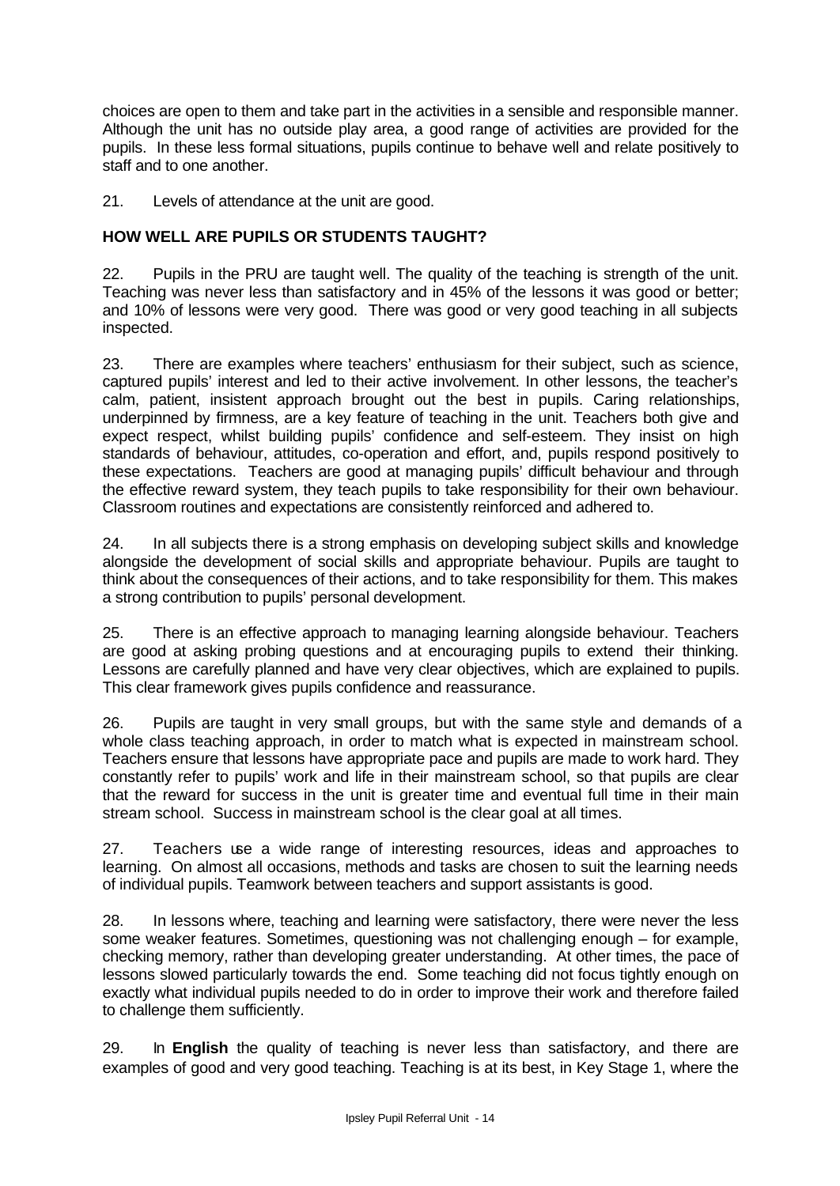choices are open to them and take part in the activities in a sensible and responsible manner. Although the unit has no outside play area, a good range of activities are provided for the pupils. In these less formal situations, pupils continue to behave well and relate positively to staff and to one another.

21. Levels of attendance at the unit are good.

## HOW WELL ARE PUPILS OR STUDENTS TAUGHT?

22. Pupils in the PRU are taught well. The quality of the teaching is strength of the unit. Teaching was never less than satisfactory and in 45% of the lessons it was good or better; and 10% of lessons were very good. There was good or very good teaching in all subjects inspected.

23. There are examples where teachers' enthusiasm for their subject, such as science, captured pupils' interest and led to their active involvement. In other lessons, the teacher's calm, patient, insistent approach brought out the best in pupils. Caring relationships, underpinned by firmness, are a key feature of teaching in the unit. Teachers both give and expect respect, whilst building pupils' confidence and self-esteem. They insist on high standards of behaviour, attitudes, co-operation and effort, and, pupils respond positively to these expectations. Teachers are good at managing pupils' difficult behaviour and through the effective reward system, they teach pupils to take responsibility for their own behaviour. Classroom routines and expectations are consistently reinforced and adhered to.

24. In all subjects there is a strong emphasis on developing subject skills and knowledge alongside the development of social skills and appropriate behaviour. Pupils are taught to think about the consequences of their actions, and to take responsibility for them. This makes a strong contribution to pupils' personal development.

25. There is an effective approach to managing learning alongside behaviour. Teachers are good at asking probing questions and at encouraging pupils to extend their thinking. Lessons are carefully planned and have very clear objectives, which are explained to pupils. This clear framework gives pupils confidence and reassurance.

26. Pupils are taught in very small groups, but with the same style and demands of a whole class teaching approach, in order to match what is expected in mainstream school. Teachers ensure that lessons have appropriate pace and pupils are made to work hard. They constantly refer to pupils' work and life in their mainstream school, so that pupils are clear that the reward for success in the unit is greater time and eventual full time in their main stream school. Success in mainstream school is the clear goal at all times.

27. Teachers use a wide range of interesting resources, ideas and approaches to learning. On almost all occasions, methods and tasks are chosen to suit the learning needs of individual pupils. Teamwork between teachers and support assistants is good.

28. In lessons where, teaching and learning were satisfactory, there were never the less some weaker features. Sometimes, questioning was not challenging enough – for example, checking memory, rather than developing greater understanding. At other times, the pace of lessons slowed particularly towards the end. Some teaching did not focus tightly enough on exactly what individual pupils needed to do in order to improve their work and therefore failed to challenge them sufficiently.

29. In **English** the quality of teaching is never less than satisfactory, and there are examples of good and very good teaching. Teaching is at its best, in Key Stage 1, where the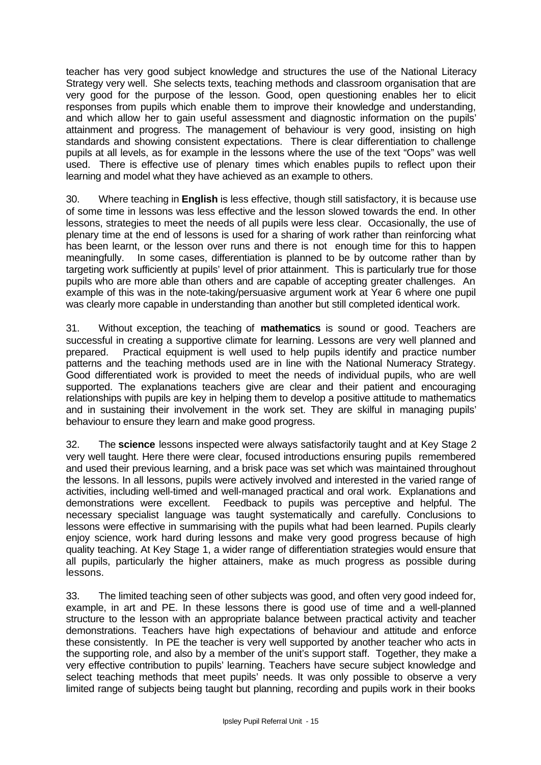teacher has very good subject knowledge and structures the use of the National Literacy Strategy very well. She selects texts, teaching methods and classroom organisation that are very good for the purpose of the lesson. Good, open questioning enables her to elicit responses from pupils which enable them to improve their knowledge and understanding, and which allow her to gain useful assessment and diagnostic information on the pupils' attainment and progress. The management of behaviour is very good, insisting on high standards and showing consistent expectations. There is clear differentiation to challenge pupils at all levels, as for example in the lessons where the use of the text "Oops" was well used. There is effective use of plenary times which enables pupils to reflect upon their learning and model what they have achieved as an example to others.

30. Where teaching in **English** is less effective, though still satisfactory, it is because use of some time in lessons was less effective and the lesson slowed towards the end. In other lessons, strategies to meet the needs of all pupils were less clear. Occasionally, the use of plenary time at the end of lessons is used for a sharing of work rather than reinforcing what has been learnt, or the lesson over runs and there is not enough time for this to happen meaningfully. In some cases, differentiation is planned to be by outcome rather than by targeting work sufficiently at pupils' level of prior attainment. This is particularly true for those pupils who are more able than others and are capable of accepting greater challenges. An example of this was in the note-taking/persuasive argument work at Year 6 where one pupil was clearly more capable in understanding than another but still completed identical work.

31. Without exception, the teaching of **mathematics** is sound or good. Teachers are successful in creating a supportive climate for learning. Lessons are very well planned and prepared. Practical equipment is well used to help pupils identify and practice number patterns and the teaching methods used are in line with the National Numeracy Strategy. Good differentiated work is provided to meet the needs of individual pupils, who are well supported. The explanations teachers give are clear and their patient and encouraging relationships with pupils are key in helping them to develop a positive attitude to mathematics and in sustaining their involvement in the work set. They are skilful in managing pupils' behaviour to ensure they learn and make good progress.

32. The **science** lessons inspected were always satisfactorily taught and at Key Stage 2 very well taught. Here there were clear, focused introductions ensuring pupils remembered and used their previous learning, and a brisk pace was set which was maintained throughout the lessons. In all lessons, pupils were actively involved and interested in the varied range of activities, including well-timed and well-managed practical and oral work. Explanations and demonstrations were excellent. Feedback to pupils was perceptive and helpful. The necessary specialist language was taught systematically and carefully. Conclusions to lessons were effective in summarising with the pupils what had been learned. Pupils clearly enjoy science, work hard during lessons and make very good progress because of high quality teaching. At Key Stage 1, a wider range of differentiation strategies would ensure that all pupils, particularly the higher attainers, make as much progress as possible during lessons.

33. The limited teaching seen of other subjects was good, and often very good indeed for, example, in art and PE. In these lessons there is good use of time and a well-planned structure to the lesson with an appropriate balance between practical activity and teacher demonstrations. Teachers have high expectations of behaviour and attitude and enforce these consistently. In PE the teacher is very well supported by another teacher who acts in the supporting role, and also by a member of the unit's support staff. Together, they make a very effective contribution to pupils' learning. Teachers have secure subject knowledge and select teaching methods that meet pupils' needs. It was only possible to observe a very limited range of subjects being taught but planning, recording and pupils work in their books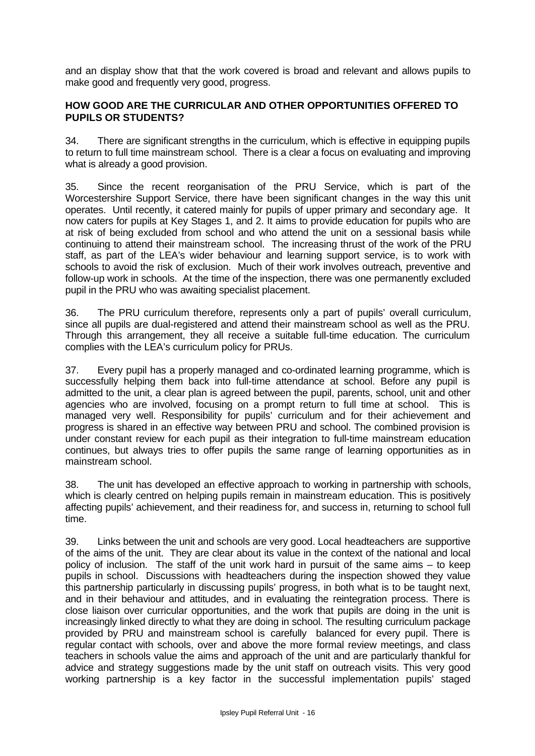and an display show that that the work covered is broad and relevant and allows pupils to make good and frequently very good, progress.

## HOW GOOD ARE THE CURRICULAR AND OTHER OPPORTUNITIES OFFERED TO PUPILS OR STUDENTS?

34. There are significant strengths in the curriculum, which is effective in equipping pupils to return to full time mainstream school. There is clear a focus on evaluating and improving what is already a good provision.

35. Since the recent reorganisation of the PRU Service, which is part of the Worcestershire Support Service, there have been significant changes in the way this unit operates. Until recently, it catered mainly for pupils of upper primary and secondary age. It now caters for pupils at Key Stages 1, and 2. It aims to provide education for pupils who are at risk of being excluded from school and who attend the unit on a sessional basis while continuing to attend their mainstream school. The increasing thrust of the work of the PRU staff, as part of the LEA's wider behaviour and learning support service, is to work with schools to avoid the risk of exclusion. Much of their work involves outreach, preventive and follow-up work in schools. At the time of the inspection, there was one permanently excluded pupil in the PRU who was awaiting specialist placement.

36. The PRU curriculum therefore, represents only a part of pupils' overall curriculum, since all pupils are dual-registered and attend their mainstream school as well as the PRU. Through this arrangement, they all receive a suitable full-time education. The curriculum complies with the LEA's curriculum policy for PRUs.

37. Every pupil has a properly managed and co-ordinated learning programme, which is successfully helping them back into full-time attendance at school. Before any pupil is admitted to the unit, a clear plan is agreed between the pupil, parents, school, unit and other agencies who are involved, focusing on a prompt return to full time at school. This is managed very well. Responsibility for pupils' curriculum and for their achievement and progress is shared in an effective way between PRU and school. The combined provision is under constant review for each pupil as their integration to full-time mainstream education continues, but always tries to offer pupils the same range of learning opportunities as in mainstream school.

38. The unit has developed an effective approach to working in partnership with schools, which is clearly centred on helping pupils remain in mainstream education. This is positively affecting pupils' achievement, and their readiness for, and success in, returning to school full time.

39. Links between the unit and schools are very good. Local headteachers are supportive of the aims of the unit. They are clear about its value in the context of the national and local policy of inclusion. The staff of the unit work hard in pursuit of the same aims – to keep pupils in school. Discussions with headteachers during the inspection showed they value this partnership particularly in discussing pupils' progress, in both what is to be taught next, and in their behaviour and attitudes, and in evaluating the reintegration process. There is close liaison over curricular opportunities, and the work that pupils are doing in the unit is increasingly linked directly to what they are doing in school. The resulting curriculum package provided by PRU and mainstream school is carefully balanced for every pupil. There is regular contact with schools, over and above the more formal review meetings, and class teachers in schools value the aims and approach of the unit and are particularly thankful for advice and strategy suggestions made by the unit staff on outreach visits. This very good working partnership is a key factor in the successful implementation pupils' staged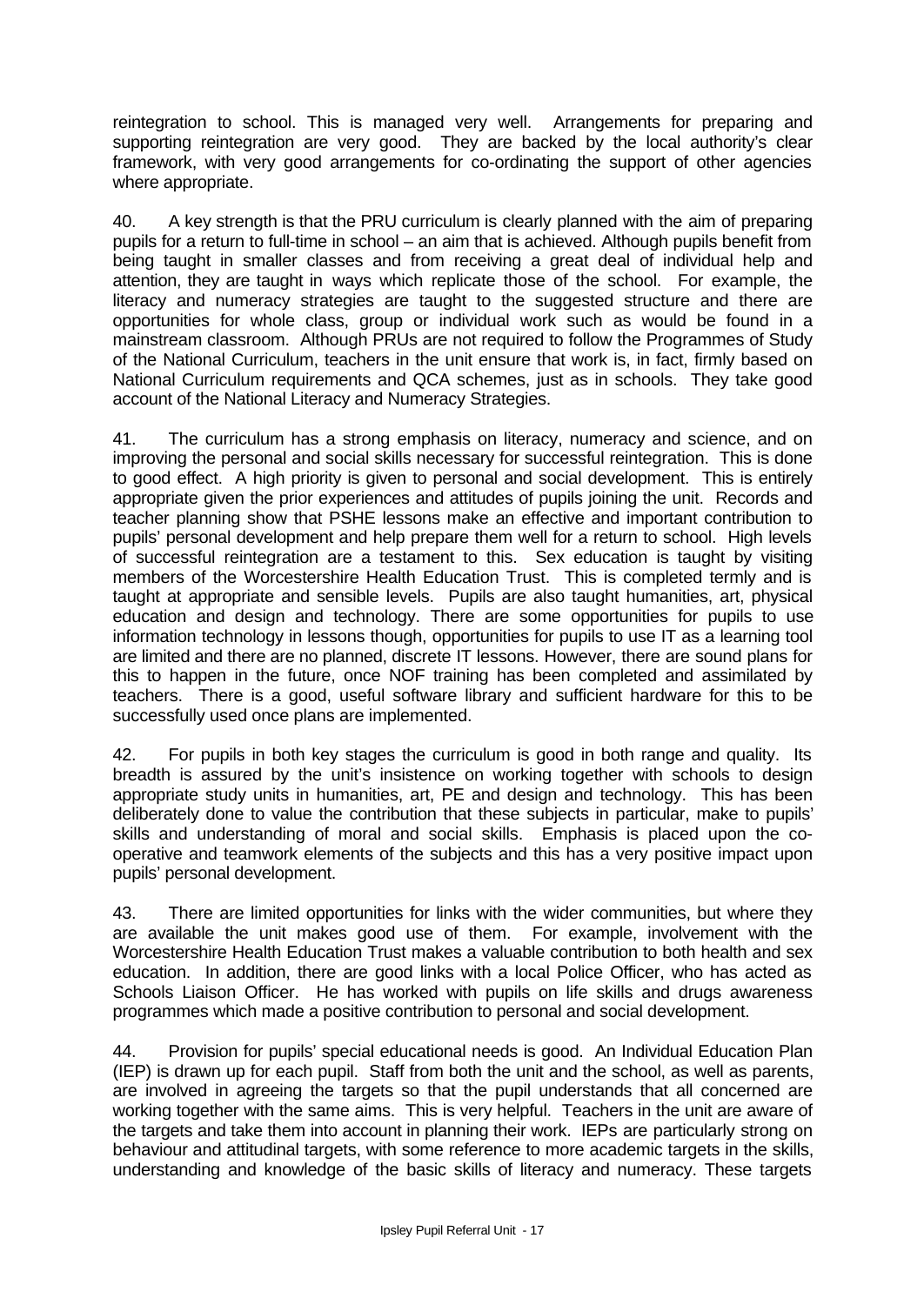reintegration to school. This is managed very well. Arrangements for preparing and supporting reintegration are very good. They are backed by the local authority's clear framework, with very good arrangements for co-ordinating the support of other agencies where appropriate.

40. A key strength is that the PRU curriculum is clearly planned with the aim of preparing pupils for a return to full-time in school – an aim that is achieved. Although pupils benefit from being taught in smaller classes and from receiving a great deal of individual help and attention, they are taught in ways which replicate those of the school. For example, the literacy and numeracy strategies are taught to the suggested structure and there are opportunities for whole class, group or individual work such as would be found in a mainstream classroom. Although PRUs are not required to follow the Programmes of Study of the National Curriculum, teachers in the unit ensure that work is, in fact, firmly based on National Curriculum requirements and QCA schemes, just as in schools. They take good account of the National Literacy and Numeracy Strategies.

41. The curriculum has a strong emphasis on literacy, numeracy and science, and on improving the personal and social skills necessary for successful reintegration. This is done to good effect. A high priority is given to personal and social development. This is entirely appropriate given the prior experiences and attitudes of pupils joining the unit. Records and teacher planning show that PSHE lessons make an effective and important contribution to pupils' personal development and help prepare them well for a return to school. High levels of successful reintegration are a testament to this. Sex education is taught by visiting members of the Worcestershire Health Education Trust. This is completed termly and is taught at appropriate and sensible levels. Pupils are also taught humanities, art, physical education and design and technology. There are some opportunities for pupils to use information technology in lessons though, opportunities for pupils to use IT as a learning tool are limited and there are no planned, discrete IT lessons. However, there are sound plans for this to happen in the future, once NOF training has been completed and assimilated by teachers. There is a good, useful software library and sufficient hardware for this to be successfully used once plans are implemented.

42. For pupils in both key stages the curriculum is good in both range and quality. Its breadth is assured by the unit's insistence on working together with schools to design appropriate study units in humanities, art, PE and design and technology. This has been deliberately done to value the contribution that these subjects in particular, make to pupils' skills and understanding of moral and social skills. Emphasis is placed upon the co-operative and teamwork elements of the subjects and this has a very positive impact upon pupils' personal development.

43. There are limited opportunities for links with the wider communities, but where they are available the unit makes good use of them. For example, involvement with the Worcestershire Health Education Trust makes a valuable contribution to both health and sex education. In addition, there are good links with a local Police Officer, who has acted as Schools Liaison Officer. He has worked with pupils on life skills and drugs awareness programmes which made a positive contribution to personal and social development.

44. Provision for pupils' special educational needs is good. An Individual Education Plan (IEP) is drawn up for each pupil. Staff from both the unit and the school, as well as parents, are involved in agreeing the targets so that the pupil understands that all concerned are working together with the same aims. This is very helpful. Teachers in the unit are aware of the targets and take them into account in planning their work. IEPs are particularly strong on behaviour and attitudinal targets, with some reference to more academic targets in the skills, understanding and knowledge of the basic skills of literacy and numeracy. These targets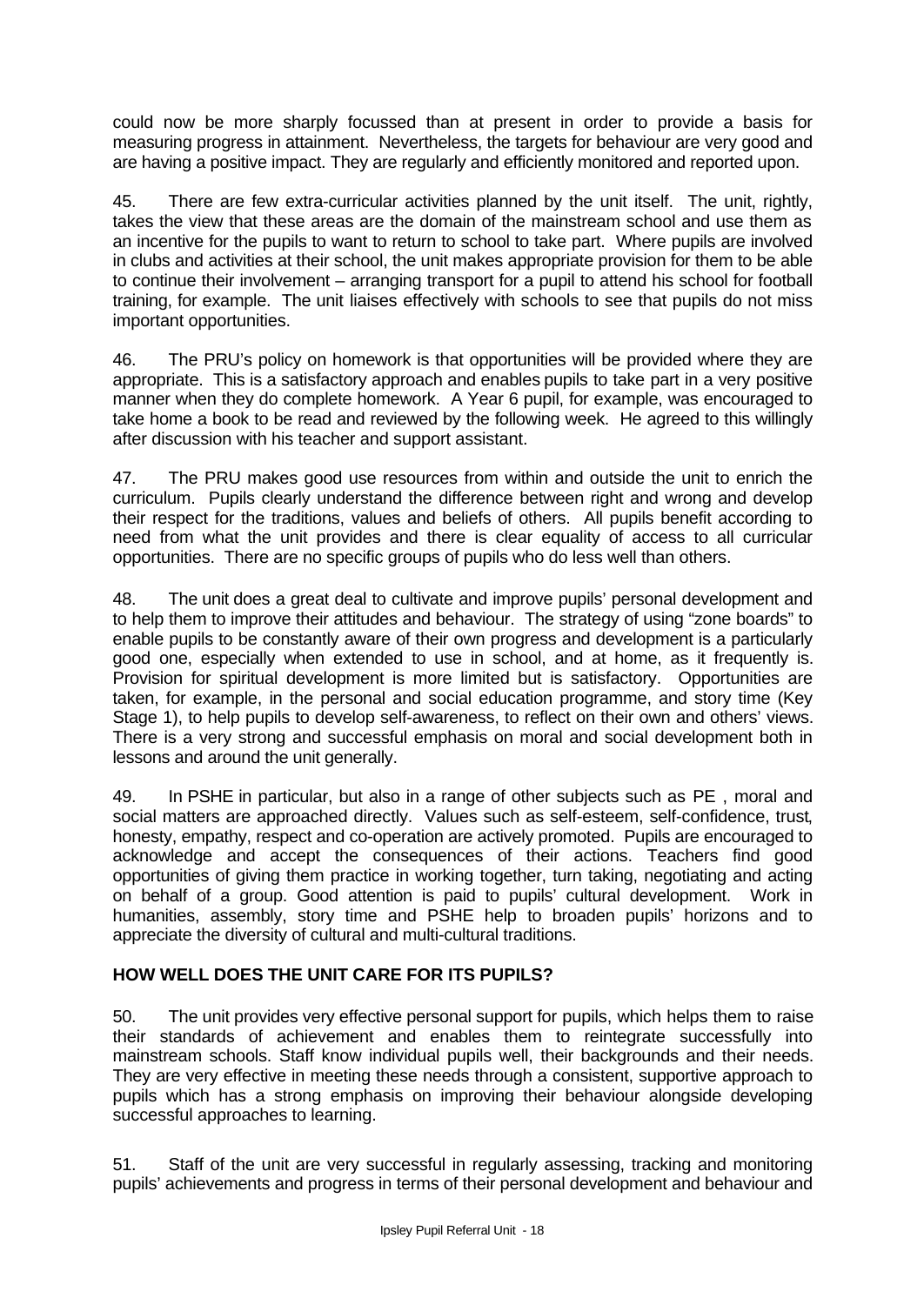could now be more sharply focussed than at present in order to provide a basis for measuring progress in attainment. Nevertheless, the targets for behaviour are very good and are having a positive impact. They are regularly and efficiently monitored and reported upon.

45. There are few extra-curricular activities planned by the unit itself. The unit, rightly, takes the view that these areas are the domain of the mainstream school and use them as an incentive for the pupils to want to return to school to take part. Where pupils are involved in clubs and activities at their school, the unit makes appropriate provision for them to be able to continue their involvement – arranging transport for a pupil to attend his school for football training, for example. The unit liaises effectively with schools to see that pupils do not miss important opportunities.

46. The PRU's policy on homework is that opportunities will be provided where they are appropriate. This is a satisfactory approach and enables pupils to take part in a very positive manner when they do complete homework. A Year 6 pupil, for example, was encouraged to take home a book to be read and reviewed by the following week. He agreed to this willingly after discussion with his teacher and support assistant.

47. The PRU makes good use resources from within and outside the unit to enrich the curriculum. Pupils clearly understand the difference between right and wrong and develop their respect for the traditions, values and beliefs of others. All pupils benefit according to need from what the unit provides and there is clear equality of access to all curricular opportunities. There are no specific groups of pupils who do less well than others.

48. The unit does a great deal to cultivate and improve pupils' personal development and to help them to improve their attitudes and behaviour. The strategy of using "zone boards" to enable pupils to be constantly aware of their own progress and development is a particularly good one, especially when extended to use in school, and at home, as it frequently is. Provision for spiritual development is more limited but is satisfactory. Opportunities are taken, for example, in the personal and social education programme, and story time (Key Stage 1), to help pupils to develop self-awareness, to reflect on their own and others' views. There is a very strong and successful emphasis on moral and social development both in lessons and around the unit generally.

49. In PSHE in particular, but also in a range of other subjects such as PE , moral and social matters are approached directly. Values such as self-esteem, self-confidence, trust, honesty, empathy, respect and co-operation are actively promoted. Pupils are encouraged to acknowledge and accept the consequences of their actions. Teachers find good opportunities of giving them practice in working together, turn taking, negotiating and acting on behalf of a group. Good attention is paid to pupils' cultural development. Work in humanities, assembly, story time and PSHE help to broaden pupils' horizons and to appreciate the diversity of cultural and multi-cultural traditions.

## HOW WELL DOES THE UNIT CARE FOR ITS PUPILS?

50. The unit provides very effective personal support for pupils, which helps them to raise their standards of achievement and enables them to reintegrate successfully into mainstream schools. Staff know individual pupils well, their backgrounds and their needs. They are very effective in meeting these needs through a consistent, supportive approach to pupils which has a strong emphasis on improving their behaviour alongside developing successful approaches to learning.

51. Staff of the unit are very successful in regularly assessing, tracking and monitoring pupils' achievements and progress in terms of their personal development and behaviour and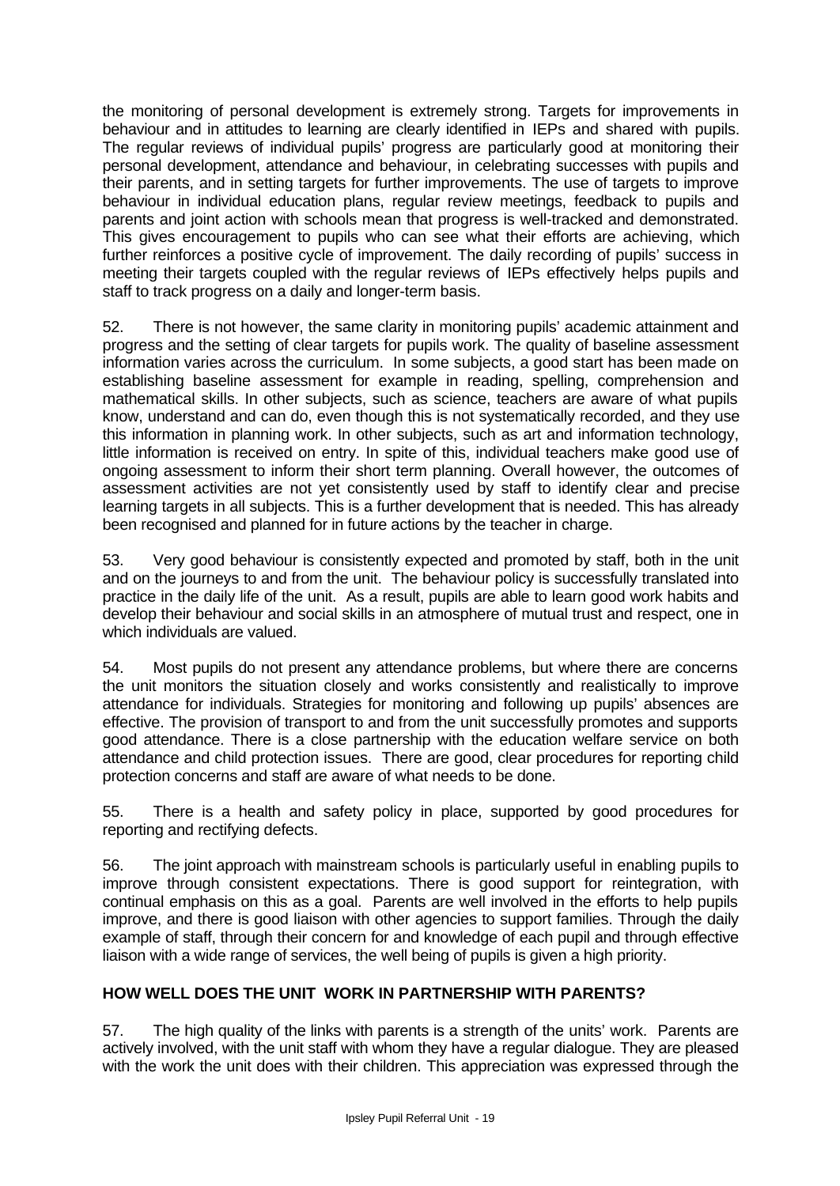the monitoring of personal development is extremely strong. Targets for improvements in behaviour and in attitudes to learning are clearly identified in IEPs and shared with pupils. The regular reviews of individual pupils' progress are particularly good at monitoring their personal development, attendance and behaviour, in celebrating successes with pupils and their parents, and in setting targets for further improvements. The use of targets to improve behaviour in individual education plans, regular review meetings, feedback to pupils and parents and joint action with schools mean that progress is well-tracked and demonstrated. This gives encouragement to pupils who can see what their efforts are achieving, which further reinforces a positive cycle of improvement. The daily recording of pupils' success in meeting their targets coupled with the regular reviews of IEPs effectively helps pupils and staff to track progress on a daily and longer-term basis.

52. There is not however, the same clarity in monitoring pupils' academic attainment and progress and the setting of clear targets for pupils work. The quality of baseline assessment information varies across the curriculum. In some subjects, a good start has been made on establishing baseline assessment for example in reading, spelling, comprehension and mathematical skills. In other subjects, such as science, teachers are aware of what pupils know, understand and can do, even though this is not systematically recorded, and they use this information in planning work. In other subjects, such as art and information technology, little information is received on entry. In spite of this, individual teachers make good use of ongoing assessment to inform their short term planning. Overall however, the outcomes of assessment activities are not yet consistently used by staff to identify clear and precise learning targets in all subjects. This is a further development that is needed. This has already been recognised and planned for in future actions by the teacher in charge.

53. Very good behaviour is consistently expected and promoted by staff, both in the unit and on the journeys to and from the unit. The behaviour policy is successfully translated into practice in the daily life of the unit. As a result, pupils are able to learn good work habits and develop their behaviour and social skills in an atmosphere of mutual trust and respect, one in which individuals are valued.

54. Most pupils do not present any attendance problems, but where there are concerns the unit monitors the situation closely and works consistently and realistically to improve attendance for individuals. Strategies for monitoring and following up pupils' absences are effective. The provision of transport to and from the unit successfully promotes and supports good attendance. There is a close partnership with the education welfare service on both attendance and child protection issues. There are good, clear procedures for reporting child protection concerns and staff are aware of what needs to be done.

55. There is a health and safety policy in place, supported by good procedures for reporting and rectifying defects.

56. The joint approach with mainstream schools is particularly useful in enabling pupils to improve through consistent expectations. There is good support for reintegration, with continual emphasis on this as a goal. Parents are well involved in the efforts to help pupils improve, and there is good liaison with other agencies to support families. Through the daily example of staff, through their concern for and knowledge of each pupil and through effective liaison with a wide range of services, the well being of pupils is given a high priority.

## HOW WELL DOES THE UNIT WORK IN PARTNERSHIP WITH PARENTS?

57. The high quality of the links with parents is a strength of the units' work. Parents are actively involved, with the unit staff with whom they have a regular dialogue. They are pleased with the work the unit does with their children. This appreciation was expressed through the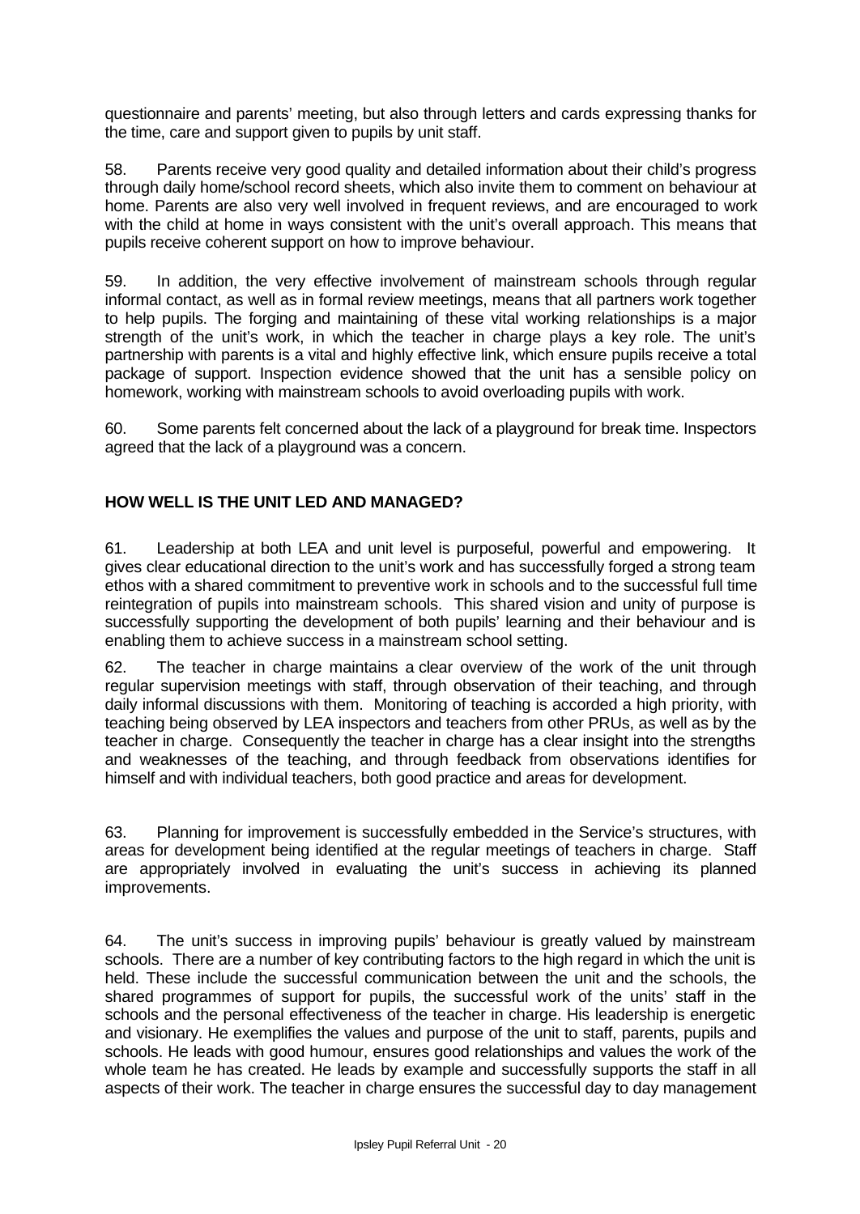questionnaire and parents' meeting, but also through letters and cards expressing thanks for the time, care and support given to pupils by unit staff.

58. Parents receive very good quality and detailed information about their child's progress through daily home/school record sheets, which also invite them to comment on behaviour at home. Parents are also very well involved in frequent reviews, and are encouraged to work with the child at home in ways consistent with the unit's overall approach. This means that pupils receive coherent support on how to improve behaviour.

59. In addition, the very effective involvement of mainstream schools through regular informal contact, as well as in formal review meetings, means that all partners work together to help pupils. The forging and maintaining of these vital working relationships is a major strength of the unit's work, in which the teacher in charge plays a key role. The unit's partnership with parents is a vital and highly effective link, which ensure pupils receive a total package of support. Inspection evidence showed that the unit has a sensible policy on homework, working with mainstream schools to avoid overloading pupils with work.

60. Some parents felt concerned about the lack of a playground for break time. Inspectors agreed that the lack of a playground was a concern.

## HOW WELL IS THE UNIT LED AND MANAGED?

61. Leadership at both LEA and unit level is purposeful, powerful and empowering. It gives clear educational direction to the unit's work and has successfully forged a strong team ethos with a shared commitment to preventive work in schools and to the successful full time reintegration of pupils into mainstream schools. This shared vision and unity of purpose is successfully supporting the development of both pupils' learning and their behaviour and is enabling them to achieve success in a mainstream school setting.

62. The teacher in charge maintains a clear overview of the work of the unit through regular supervision meetings with staff, through observation of their teaching, and through daily informal discussions with them. Monitoring of teaching is accorded a high priority, with teaching being observed by LEA inspectors and teachers from other PRUs, as well as by the teacher in charge. Consequently the teacher in charge has a clear insight into the strengths and weaknesses of the teaching, and through feedback from observations identifies for himself and with individual teachers, both good practice and areas for development.

63. Planning for improvement is successfully embedded in the Service's structures, with areas for development being identified at the regular meetings of teachers in charge. Staff are appropriately involved in evaluating the unit's success in achieving its planned improvements.

64. The unit's success in improving pupils' behaviour is greatly valued by mainstream schools. There are a number of key contributing factors to the high regard in which the unit is held. These include the successful communication between the unit and the schools, the shared programmes of support for pupils, the successful work of the units' staff in the schools and the personal effectiveness of the teacher in charge. His leadership is energetic and visionary. He exemplifies the values and purpose of the unit to staff, parents, pupils and schools. He leads with good humour, ensures good relationships and values the work of the whole team he has created. He leads by example and successfully supports the staff in all aspects of their work. The teacher in charge ensures the successful day to day management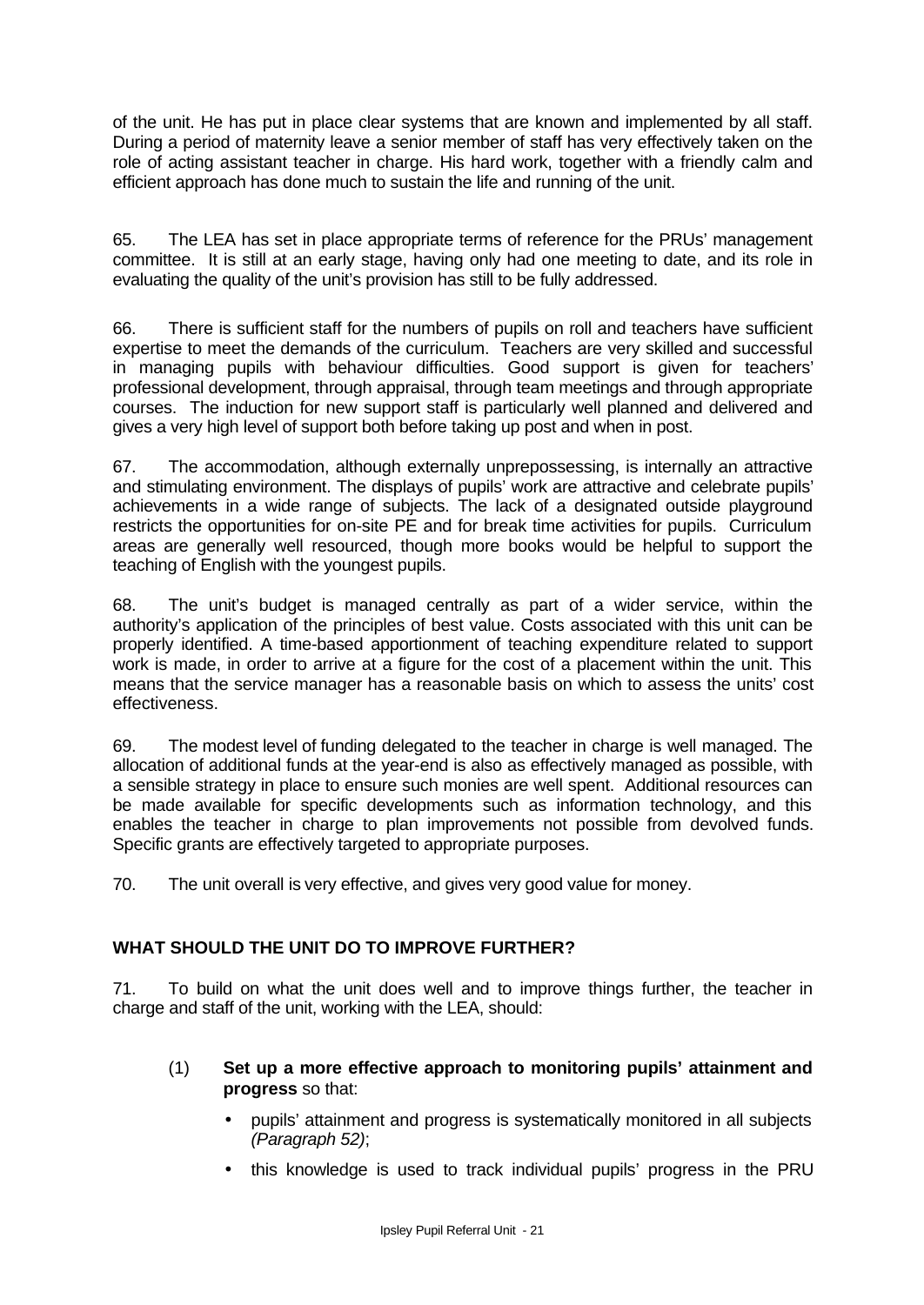of the unit. He has put in place clear systems that are known and implemented by all staff. During a period of maternity leave a senior member of staff has very effectively taken on the role of acting assistant teacher in charge. His hard work, together with a friendly calm and efficient approach has done much to sustain the life and running of the unit.

65. The LEA has set in place appropriate terms of reference for the PRUs' management committee. It is still at an early stage, having only had one meeting to date, and its role in evaluating the quality of the unit's provision has still to be fully addressed.

66. There is sufficient staff for the numbers of pupils on roll and teachers have sufficient expertise to meet the demands of the curriculum. Teachers are very skilled and successful in managing pupils with behaviour difficulties. Good support is given for teachers' professional development, through appraisal, through team meetings and through appropriate courses. The induction for new support staff is particularly well planned and delivered and gives a very high level of support both before taking up post and when in post.

67. The accommodation, although externally unprepossessing, is internally an attractive and stimulating environment. The displays of pupils' work are attractive and celebrate pupils' achievements in a wide range of subjects. The lack of a designated outside playground restricts the opportunities for on-site PE and for break time activities for pupils. Curriculum areas are generally well resourced, though more books would be helpful to support the teaching of English with the youngest pupils.

68. The unit's budget is managed centrally as part of a wider service, within the authority's application of the principles of best value. Costs associated with this unit can be properly identified. A time-based apportionment of teaching expenditure related to support work is made, in order to arrive at a figure for the cost of a placement within the unit. This means that the service manager has a reasonable basis on which to assess the units' cost effectiveness.

69. The modest level of funding delegated to the teacher in charge is well managed. The allocation of additional funds at the year-end is also as effectively managed as possible, with a sensible strategy in place to ensure such monies are well spent. Additional resources can be made available for specific developments such as information technology, and this enables the teacher in charge to plan improvements not possible from devolved funds. Specific grants are effectively targeted to appropriate purposes.

70. The unit overall is very effective, and gives very good value for money.

## WHAT SHOULD THE UNIT DO TO IMPROVE FURTHER?

71. To build on what the unit does well and to improve things further, the teacher in charge and staff of the unit, working with the LEA, should:

(1) **Set up a more effective approach to monitoring pupils' attainment and progress** so that:

- pupils' attainment and progress is systematically monitored in all subjects *(Paragraph 52)*;
- this knowledge is used to track individual pupils' progress in the PRU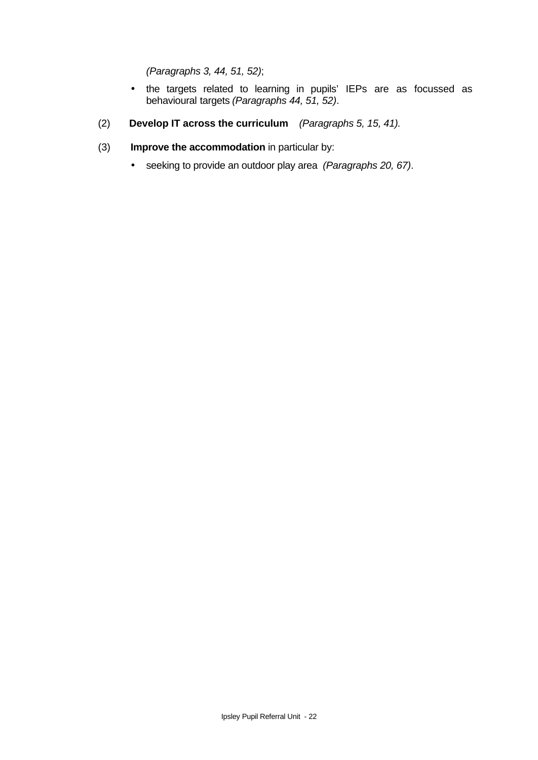*(Paragraphs 3, 44, 51, 52)*;

- the targets related to learning in pupils' IEPs are as focussed as behavioural targets *(Paragraphs 44, 51, 52)*.

(2) **Develop IT across the curriculum** *(Paragraphs 5, 15, 41).*

(3) **Improve the accommodation** in particular by:

- seeking to provide an outdoor play area *(Paragraphs 20, 67)*.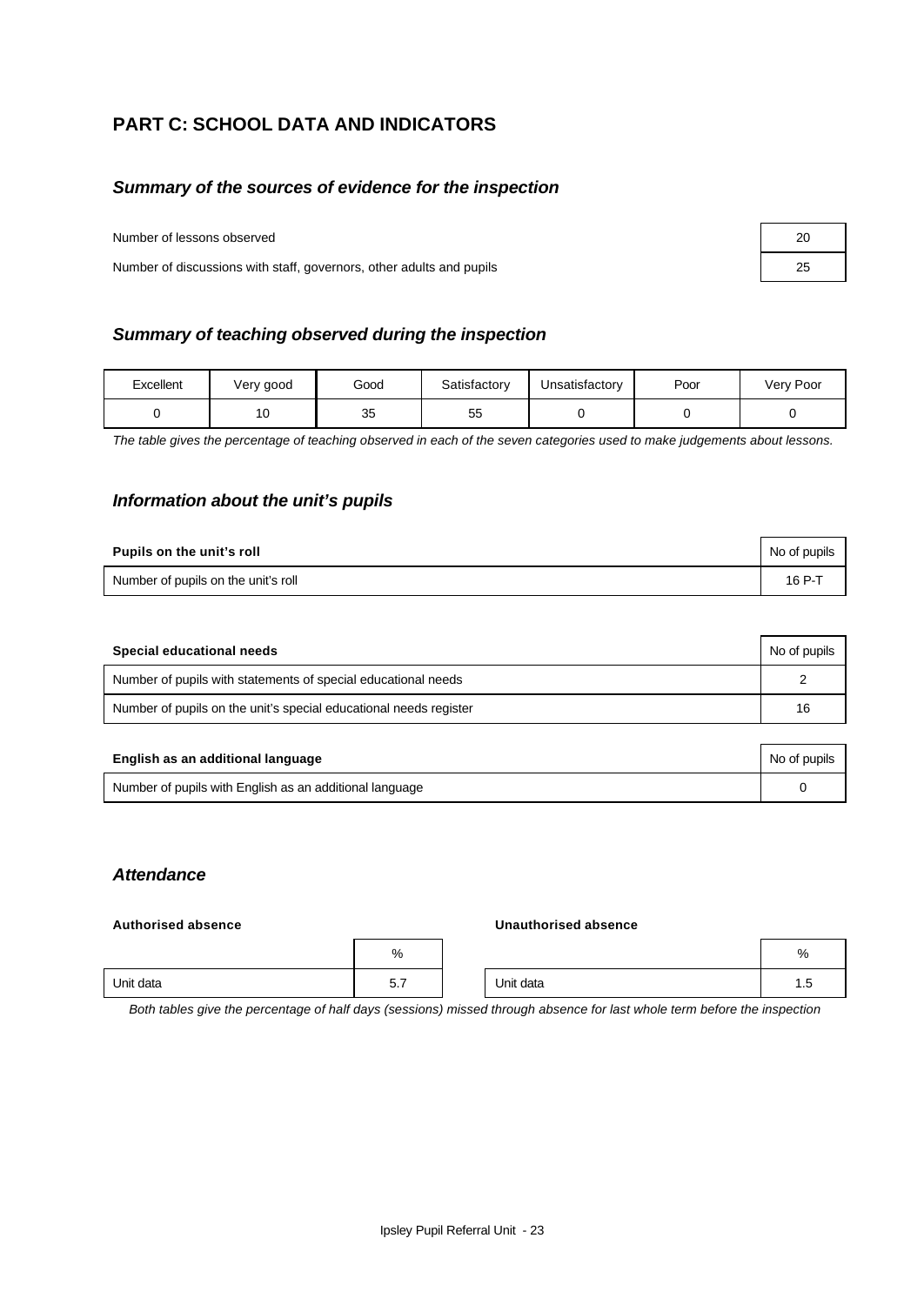## PART C: SCHOOL DATA AND INDICATORS

### *Summary of the sources of evidence for the inspection*

| | |
|---|---|
| Number of lessons observed | 20 |
| Number of discussions with staff, governors, other adults and pupils | 25 |

### *Summary of teaching observed during the inspection*

| Excellent | Very good | Good | Satisfactory | Unsatisfactory | Poor | Very Poor |
|---|---|---|---|---|---|---|
| 0 | 10 | 35 | 55 | 0 | 0 | 0 |

*The table gives the percentage of teaching observed in each of the seven categories used to make judgements about lessons.*

### *Information about the unit's pupils*

| **Pupils on the unit's roll** | No of pupils |
|---|---|
| Number of pupils on the unit's roll | 16 P-T |

| **Special educational needs** | No of pupils |
|---|---|
| Number of pupils with statements of special educational needs | 2 |
| Number of pupils on the unit's special educational needs register | 16 |

| **English as an additional language** | No of pupils |
|---|---|
| Number of pupils with English as an additional language | 0 |

### *Attendance*

**Authorised absence**

| | % |
|---|---|
| Unit data | 5.7 |

**Unauthorised absence**

| | % |
|---|---|
| Unit data | 1.5 |

*Both tables give the percentage of half days (sessions) missed through absence for last whole term before the inspection*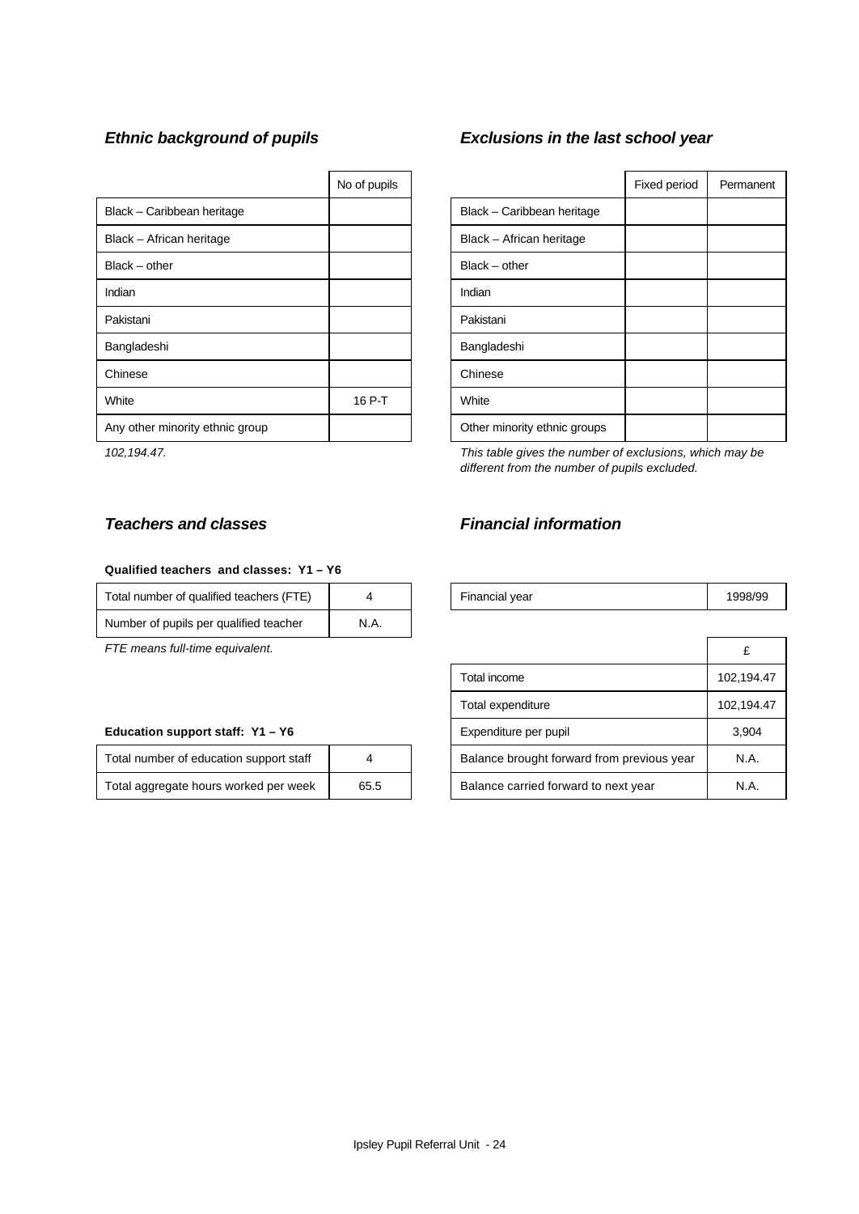### *Ethnic background of pupils*

| | No of pupils |
|---|---|
| Black – Caribbean heritage | |
| Black – African heritage | |
| Black – other | |
| Indian | |
| Pakistani | |
| Bangladeshi | |
| Chinese | |
| White | 16 P-T |
| Any other minority ethnic group | |

*102,194.47.*

### *Exclusions in the last school year*

| | Fixed period | Permanent |
|---|---|---|
| Black – Caribbean heritage | | |
| Black – African heritage | | |
| Black – other | | |
| Indian | | |
| Pakistani | | |
| Bangladeshi | | |
| Chinese | | |
| White | | |
| Other minority ethnic groups | | |

*This table gives the number of exclusions, which may be different from the number of pupils excluded.*

### *Teachers and classes*

**Qualified teachers and classes: Y1 – Y6**

| | |
|---|---|
| Total number of qualified teachers (FTE) | 4 |
| Number of pupils per qualified teacher | N.A. |

*FTE means full-time equivalent.*

**Education support staff: Y1 – Y6**

| | |
|---|---|
| Total number of education support staff | 4 |
| Total aggregate hours worked per week | 65.5 |

### *Financial information*

| | |
|---|---|
| Financial year | 1998/99 |

| | £ |
|---|---|
| Total income | 102,194.47 |
| Total expenditure | 102,194.47 |
| Expenditure per pupil | 3,904 |
| Balance brought forward from previous year | N.A. |
| Balance carried forward to next year | N.A. |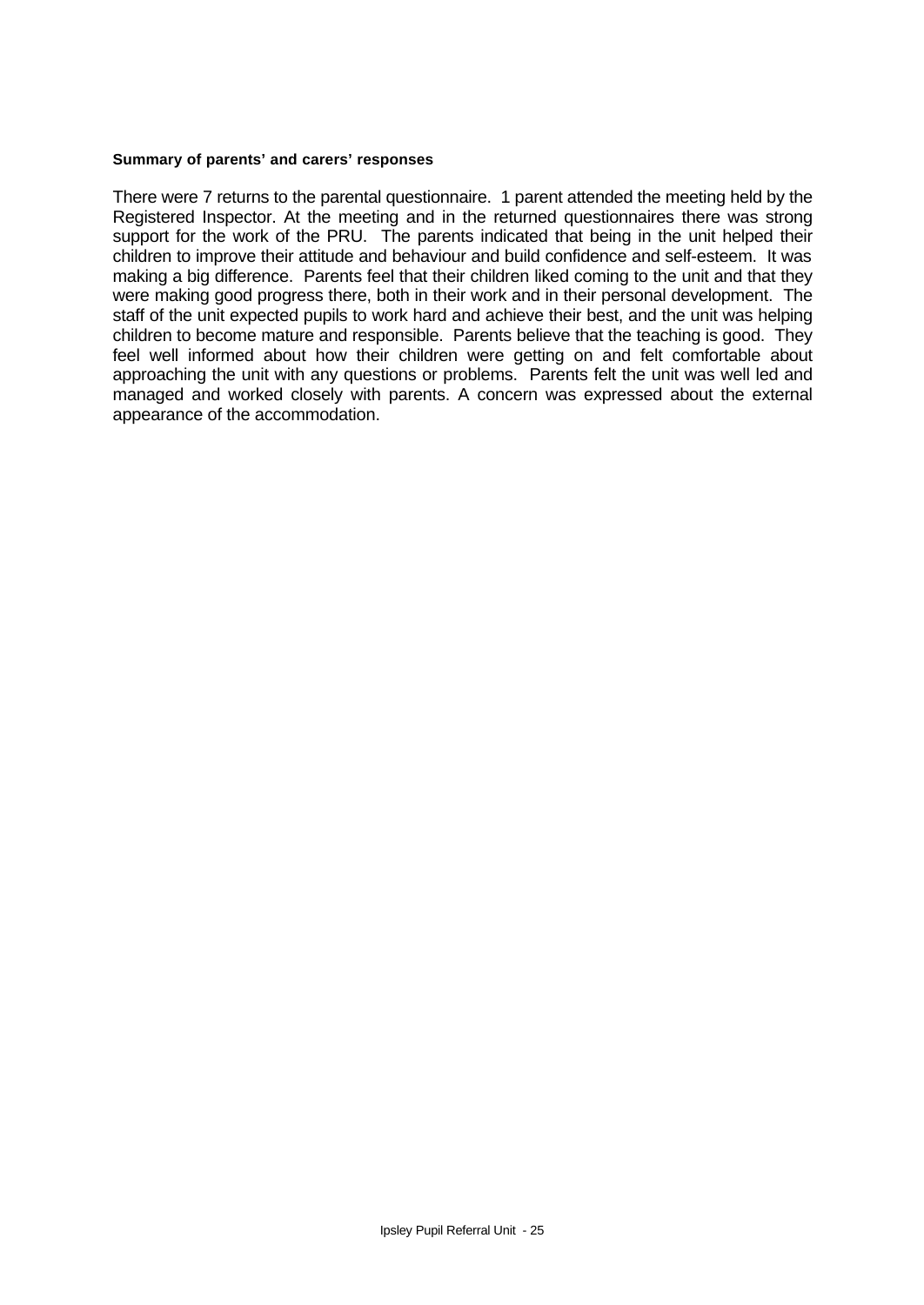**Summary of parents' and carers' responses**

There were 7 returns to the parental questionnaire. 1 parent attended the meeting held by the Registered Inspector. At the meeting and in the returned questionnaires there was strong support for the work of the PRU. The parents indicated that being in the unit helped their children to improve their attitude and behaviour and build confidence and self-esteem. It was making a big difference. Parents feel that their children liked coming to the unit and that they were making good progress there, both in their work and in their personal development. The staff of the unit expected pupils to work hard and achieve their best, and the unit was helping children to become mature and responsible. Parents believe that the teaching is good. They feel well informed about how their children were getting on and felt comfortable about approaching the unit with any questions or problems. Parents felt the unit was well led and managed and worked closely with parents. A concern was expressed about the external appearance of the accommodation.